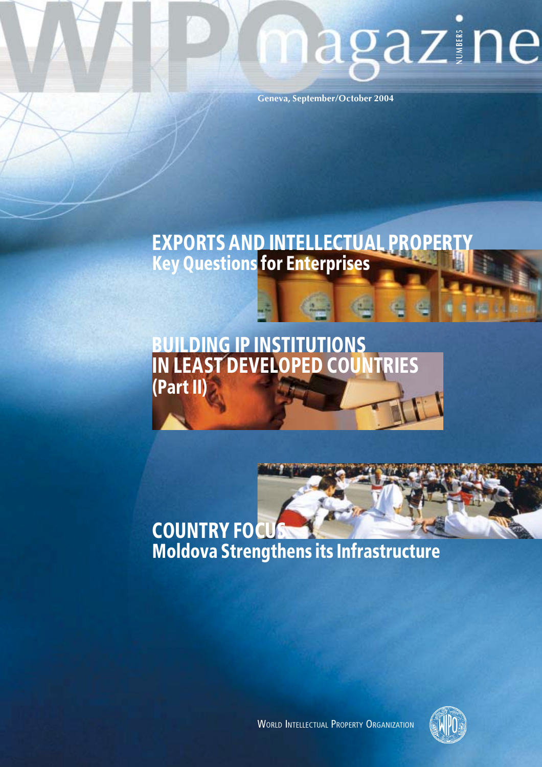# WIPO magazine

NUMBER 5

Geneva, September/October 2004

## EXPORTS AND INTELLECTUAL PROPERTY
### Key Questions for Enterprises

## BUILDING IP INSTITUTIONS IN LEAST DEVELOPED COUNTRIES (Part II)

## COUNTRY FOCUS
### Moldova Strengthens its Infrastructure

WORLD INTELLECTUAL PROPERTY ORGANIZATION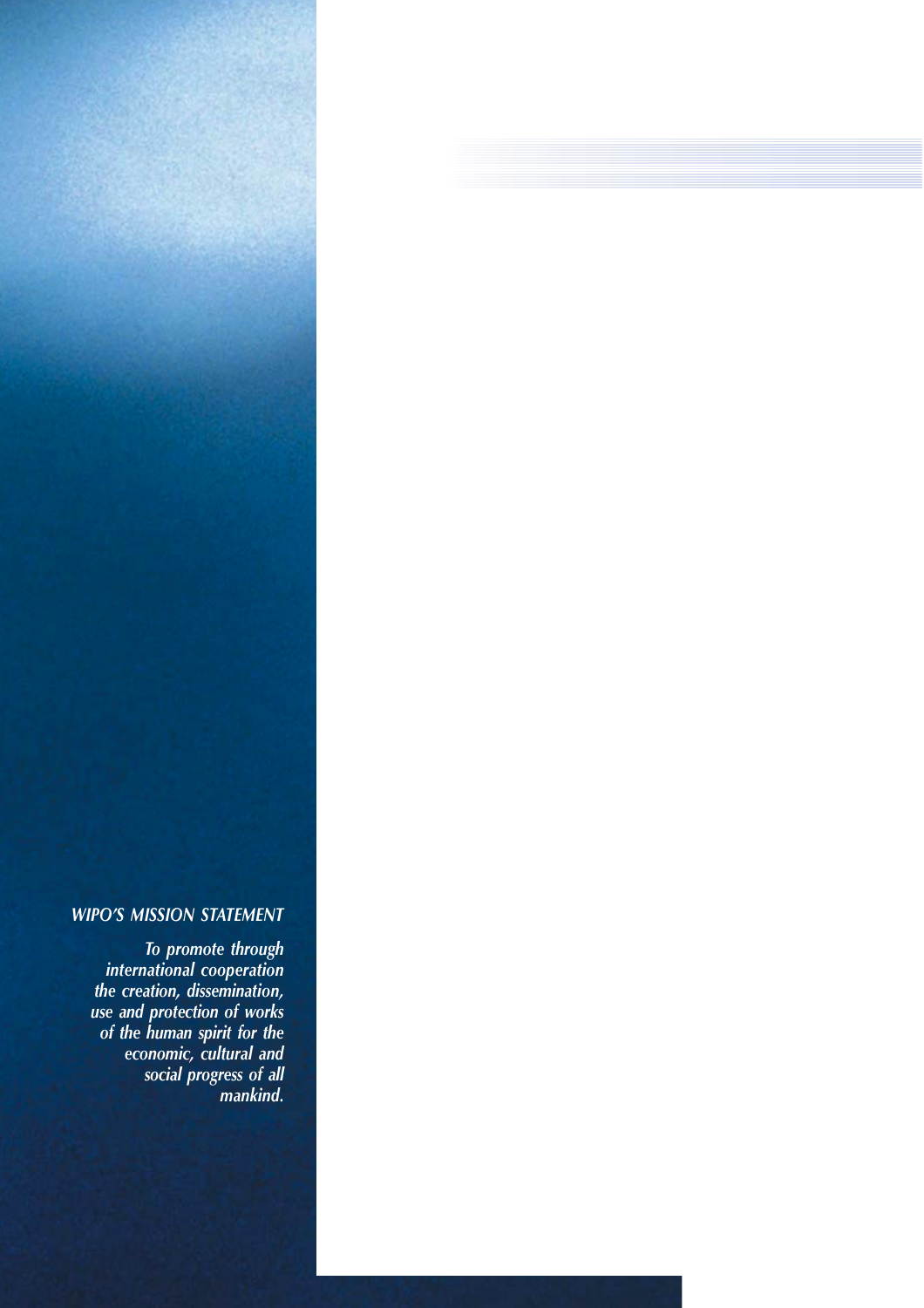*WIPO'S MISSION STATEMENT*

*To promote through international cooperation the creation, dissemination, use and protection of works of the human spirit for the economic, cultural and social progress of all mankind.*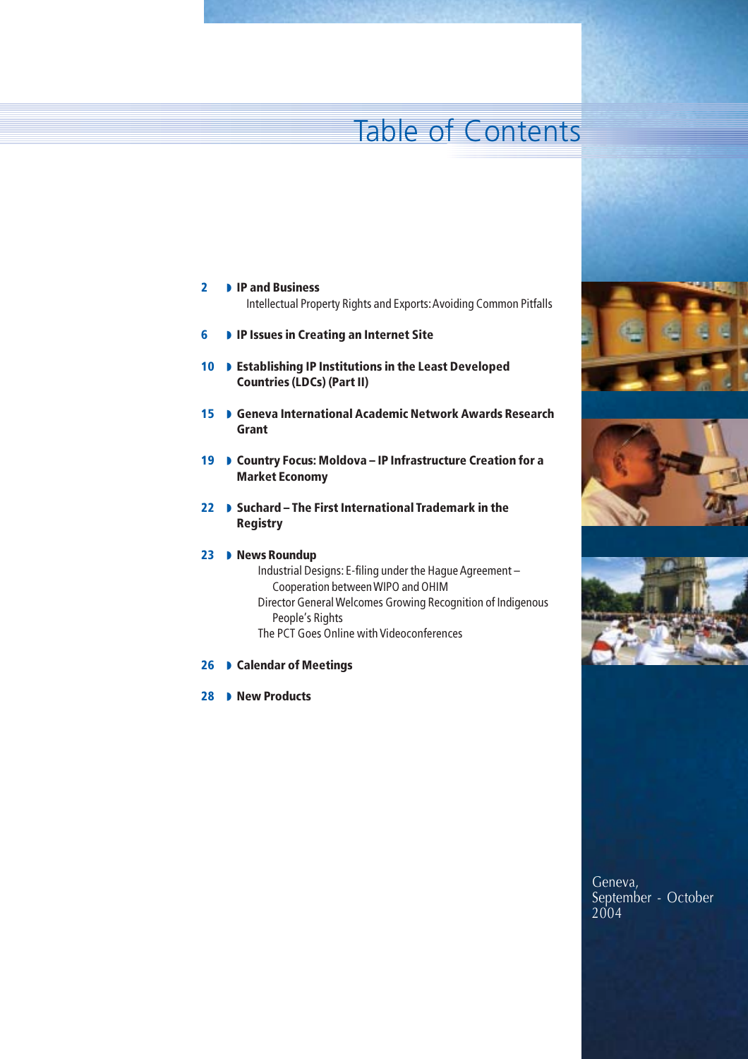# Table of Contents

**2** ◗ **IP and Business**
Intellectual Property Rights and Exports: Avoiding Common Pitfalls

**6** ◗ **IP Issues in Creating an Internet Site**

**10** ◗ **Establishing IP Institutions in the Least Developed Countries (LDCs) (Part II)**

**15** ◗ **Geneva International Academic Network Awards Research Grant**

**19** ◗ **Country Focus: Moldova – IP Infrastructure Creation for a Market Economy**

**22** ◗ **Suchard – The First International Trademark in the Registry**

**23** ◗ **News Roundup**
- Industrial Designs: E-filing under the Hague Agreement – Cooperation between WIPO and OHIM
- Director General Welcomes Growing Recognition of Indigenous People's Rights
- The PCT Goes Online with Videoconferences

**26** ◗ **Calendar of Meetings**

**28** ◗ **New Products**

Geneva,
September - October
2004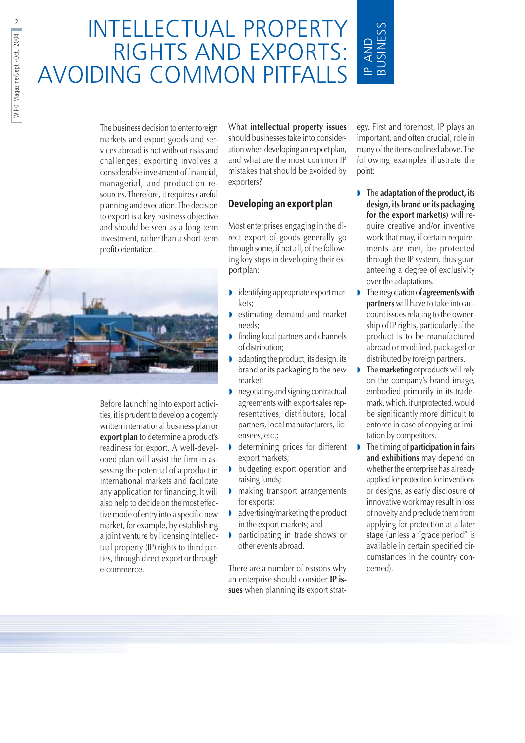# INTELLECTUAL PROPERTY RIGHTS AND EXPORTS: AVOIDING COMMON PITFALLS

The business decision to enter foreign markets and export goods and services abroad is not without risks and challenges: exporting involves a considerable investment of financial, managerial, and production resources. Therefore, it requires careful planning and execution. The decision to export is a key business objective and should be seen as a long-term investment, rather than a short-term profit orientation.

Before launching into export activities, it is prudent to develop a cogently written international business plan or **export plan** to determine a product's readiness for export. A well-developed plan will assist the firm in assessing the potential of a product in international markets and facilitate any application for financing. It will also help to decide on the most effective mode of entry into a specific new market, for example, by establishing a joint venture by licensing intellectual property (IP) rights to third parties, through direct export or through e-commerce.

What **intellectual property issues** should businesses take into consideration when developing an export plan, and what are the most common IP mistakes that should be avoided by exporters?

## Developing an export plan

Most enterprises engaging in the direct export of goods generally go through some, if not all, of the following key steps in developing their export plan:

- identifying appropriate export markets;
- estimating demand and market needs;
- finding local partners and channels of distribution;
- adapting the product, its design, its brand or its packaging to the new market;
- negotiating and signing contractual agreements with export sales representatives, distributors, local partners, local manufacturers, licensees, etc.;
- determining prices for different export markets;
- budgeting export operation and raising funds;
- making transport arrangements for exports;
- advertising/marketing the product in the export markets; and
- participating in trade shows or other events abroad.

There are a number of reasons why an enterprise should consider **IP issues** when planning its export strategy. First and foremost, IP plays an important, and often crucial, role in many of the items outlined above. The following examples illustrate the point:

- The **adaptation of the product, its design, its brand or its packaging for the export market(s)** will require creative and/or inventive work that may, if certain requirements are met, be protected through the IP system, thus guaranteeing a degree of exclusivity over the adaptations.
- The negotiation of **agreements with partners** will have to take into account issues relating to the ownership of IP rights, particularly if the product is to be manufactured abroad or modified, packaged or distributed by foreign partners.
- The **marketing** of products will rely on the company's brand image, embodied primarily in its trademark, which, if unprotected, would be significantly more difficult to enforce in case of copying or imitation by competitors.
- The timing of **participation in fairs and exhibitions** may depend on whether the enterprise has already applied for protection for inventions or designs, as early disclosure of innovative work may result in loss of novelty and preclude them from applying for protection at a later stage (unless a "grace period" is available in certain specified circumstances in the country concerned).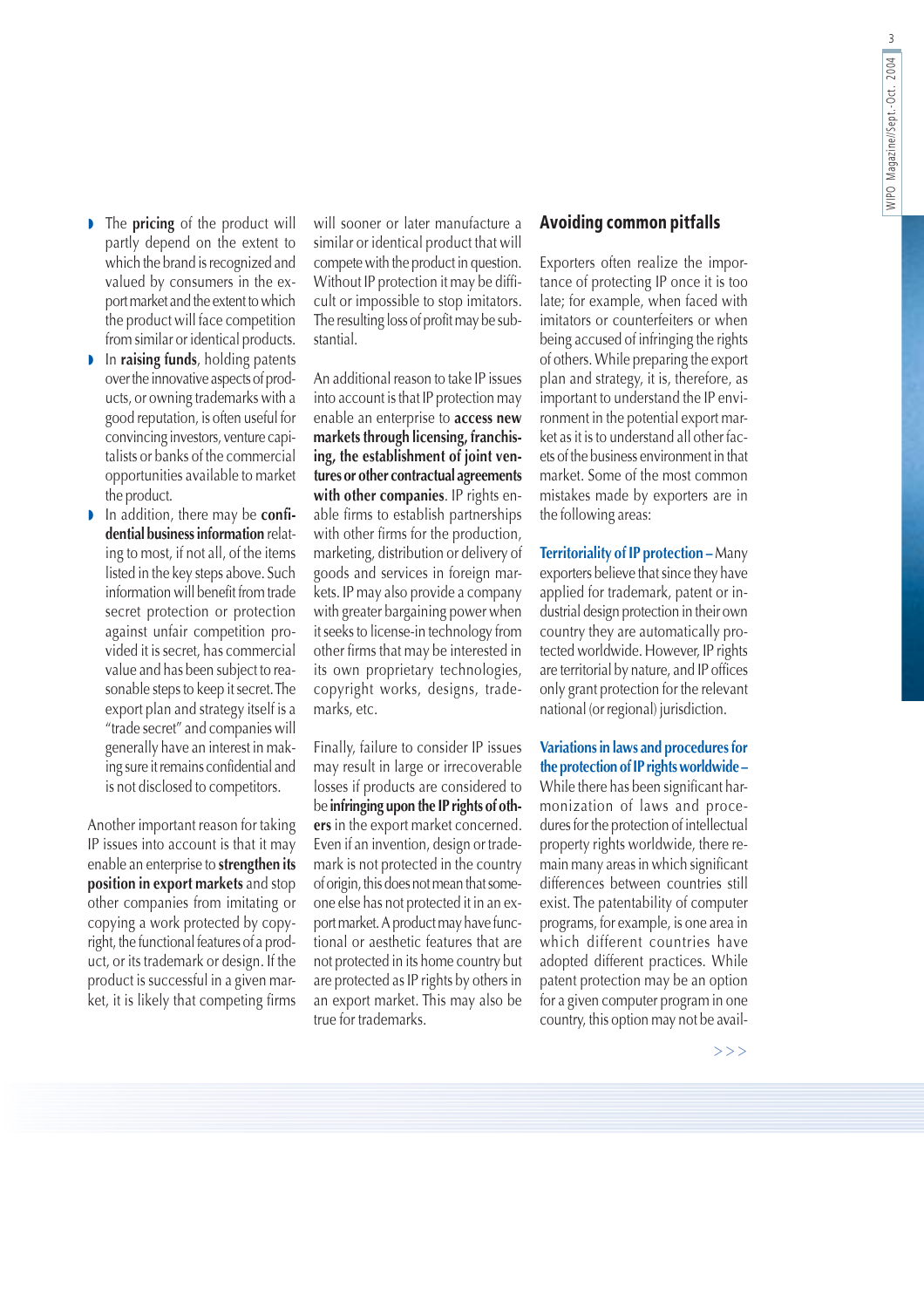- The **pricing** of the product will partly depend on the extent to which the brand is recognized and valued by consumers in the export market and the extent to which the product will face competition from similar or identical products.
- In **raising funds**, holding patents over the innovative aspects of products, or owning trademarks with a good reputation, is often useful for convincing investors, venture capitalists or banks of the commercial opportunities available to market the product.
- In addition, there may be **confidential business information** relating to most, if not all, of the items listed in the key steps above. Such information will benefit from trade secret protection or protection against unfair competition provided it is secret, has commercial value and has been subject to reasonable steps to keep it secret. The export plan and strategy itself is a "trade secret" and companies will generally have an interest in making sure it remains confidential and is not disclosed to competitors.

Another important reason for taking IP issues into account is that it may enable an enterprise to **strengthen its position in export markets** and stop other companies from imitating or copying a work protected by copyright, the functional features of a product, or its trademark or design. If the product is successful in a given market, it is likely that competing firms will sooner or later manufacture a similar or identical product that will compete with the product in question. Without IP protection it may be difficult or impossible to stop imitators. The resulting loss of profit may be substantial.

An additional reason to take IP issues into account is that IP protection may enable an enterprise to **access new markets through licensing, franchising, the establishment of joint ventures or other contractual agreements with other companies**. IP rights enable firms to establish partnerships with other firms for the production, marketing, distribution or delivery of goods and services in foreign markets. IP may also provide a company with greater bargaining power when it seeks to license-in technology from other firms that may be interested in its own proprietary technologies, copyright works, designs, trademarks, etc.

Finally, failure to consider IP issues may result in large or irrecoverable losses if products are considered to be **infringing upon the IP rights of others** in the export market concerned. Even if an invention, design or trademark is not protected in the country of origin, this does not mean that someone else has not protected it in an export market. A product may have functional or aesthetic features that are not protected in its home country but are protected as IP rights by others in an export market. This may also be true for trademarks.

## Avoiding common pitfalls

Exporters often realize the importance of protecting IP once it is too late; for example, when faced with imitators or counterfeiters or when being accused of infringing the rights of others. While preparing the export plan and strategy, it is, therefore, as important to understand the IP environment in the potential export market as it is to understand all other facets of the business environment in that market. Some of the most common mistakes made by exporters are in the following areas:

**Territoriality of IP protection** – Many exporters believe that since they have applied for trademark, patent or industrial design protection in their own country they are automatically protected worldwide. However, IP rights are territorial by nature, and IP offices only grant protection for the relevant national (or regional) jurisdiction.

**Variations in laws and procedures for the protection of IP rights worldwide** – While there has been significant harmonization of laws and procedures for the protection of intellectual property rights worldwide, there remain many areas in which significant differences between countries still exist. The patentability of computer programs, for example, is one area in which different countries have adopted different practices. While patent protection may be an option for a given computer program in one country, this option may not be avail-

>>>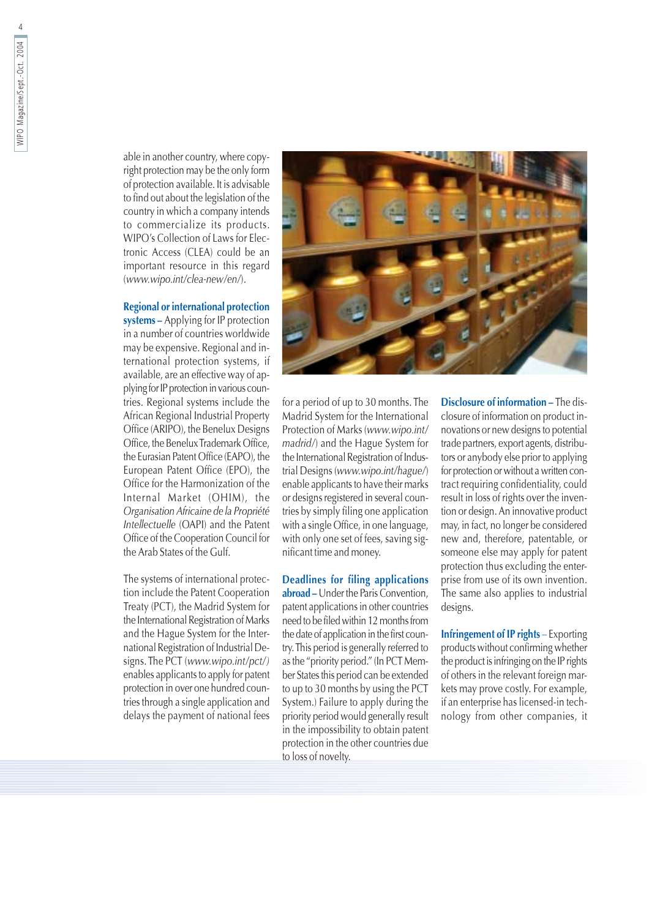able in another country, where copyright protection may be the only form of protection available. It is advisable to find out about the legislation of the country in which a company intends to commercialize its products. WIPO's Collection of Laws for Electronic Access (CLEA) could be an important resource in this regard (*www.wipo.int/clea-new/en/*).

**Regional or international protection systems** – Applying for IP protection in a number of countries worldwide may be expensive. Regional and international protection systems, if available, are an effective way of applying for IP protection in various countries. Regional systems include the African Regional Industrial Property Office (ARIPO), the Benelux Designs Office, the Benelux Trademark Office, the Eurasian Patent Office (EAPO), the European Patent Office (EPO), the Office for the Harmonization of the Internal Market (OHIM), the *Organisation Africaine de la Propriété Intellectuelle* (OAPI) and the Patent Office of the Cooperation Council for the Arab States of the Gulf.

The systems of international protection include the Patent Cooperation Treaty (PCT), the Madrid System for the International Registration of Marks and the Hague System for the International Registration of Industrial Designs. The PCT (*www.wipo.int/pct/*) enables applicants to apply for patent protection in over one hundred countries through a single application and delays the payment of national fees for a period of up to 30 months. The Madrid System for the International Protection of Marks (*www.wipo.int/madrid/*) and the Hague System for the International Registration of Industrial Designs (*www.wipo.int/hague/*) enable applicants to have their marks or designs registered in several countries by simply filing one application with a single Office, in one language, with only one set of fees, saving significant time and money.

**Deadlines for filing applications abroad** – Under the Paris Convention, patent applications in other countries need to be filed within 12 months from the date of application in the first country. This period is generally referred to as the "priority period." (In PCT Member States this period can be extended to up to 30 months by using the PCT System.) Failure to apply during the priority period would generally result in the impossibility to obtain patent protection in the other countries due to loss of novelty.

**Disclosure of information** – The disclosure of information on product innovations or new designs to potential trade partners, export agents, distributors or anybody else prior to applying for protection or without a written contract requiring confidentiality, could result in loss of rights over the invention or design. An innovative product may, in fact, no longer be considered new and, therefore, patentable, or someone else may apply for patent protection thus excluding the enterprise from use of its own invention. The same also applies to industrial designs.

**Infringement of IP rights** – Exporting products without confirming whether the product is infringing on the IP rights of others in the relevant foreign markets may prove costly. For example, if an enterprise has licensed-in technology from other companies, it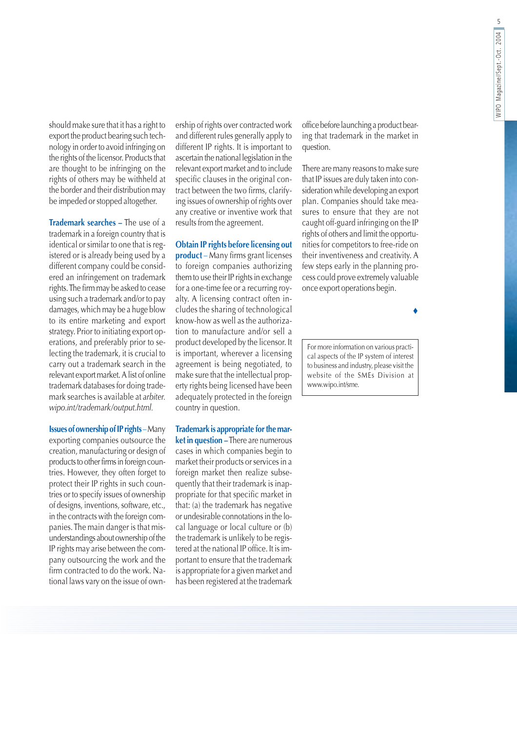should make sure that it has a right to export the product bearing such technology in order to avoid infringing on the rights of the licensor. Products that are thought to be infringing on the rights of others may be withheld at the border and their distribution may be impeded or stopped altogether.

**Trademark searches –** The use of a trademark in a foreign country that is identical or similar to one that is registered or is already being used by a different company could be considered an infringement on trademark rights. The firm may be asked to cease using such a trademark and/or to pay damages, which may be a huge blow to its entire marketing and export strategy. Prior to initiating export operations, and preferably prior to selecting the trademark, it is crucial to carry out a trademark search in the relevant export market. A list of online trademark databases for doing trademark searches is available at *arbiter.wipo.int/trademark/output.html.*

**Issues of ownership of IP rights** – Many exporting companies outsource the creation, manufacturing or design of products to other firms in foreign countries. However, they often forget to protect their IP rights in such countries or to specify issues of ownership of designs, inventions, software, etc., in the contracts with the foreign companies. The main danger is that misunderstandings about ownership of the IP rights may arise between the company outsourcing the work and the firm contracted to do the work. National laws vary on the issue of ownership of rights over contracted work and different rules generally apply to different IP rights. It is important to ascertain the national legislation in the relevant export market and to include specific clauses in the original contract between the two firms, clarifying issues of ownership of rights over any creative or inventive work that results from the agreement.

**Obtain IP rights before licensing out product** – Many firms grant licenses to foreign companies authorizing them to use their IP rights in exchange for a one-time fee or a recurring royalty. A licensing contract often includes the sharing of technological know-how as well as the authorization to manufacture and/or sell a product developed by the licensor. It is important, wherever a licensing agreement is being negotiated, to make sure that the intellectual property rights being licensed have been adequately protected in the foreign country in question.

**Trademark is appropriate for the market in question –** There are numerous cases in which companies begin to market their products or services in a foreign market then realize subsequently that their trademark is inappropriate for that specific market in that: (a) the trademark has negative or undesirable connotations in the local language or local culture or (b) the trademark is unlikely to be registered at the national IP office. It is important to ensure that the trademark is appropriate for a given market and has been registered at the trademark office before launching a product bearing that trademark in the market in question.

There are many reasons to make sure that IP issues are duly taken into consideration while developing an export plan. Companies should take measures to ensure that they are not caught off-guard infringing on the IP rights of others and limit the opportunities for competitors to free-ride on their inventiveness and creativity. A few steps early in the planning process could prove extremely valuable once export operations begin.

♦

For more information on various practical aspects of the IP system of interest to business and industry, please visit the website of the SMEs Division at www.wipo.int/sme.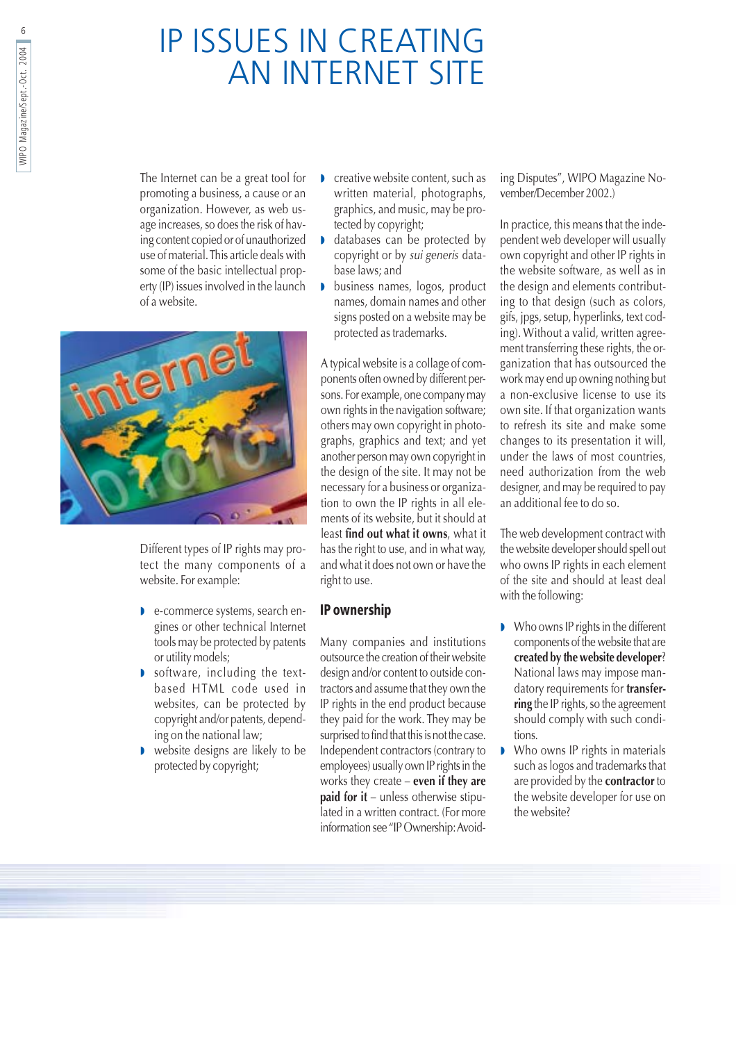# IP ISSUES IN CREATING AN INTERNET SITE

The Internet can be a great tool for promoting a business, a cause or an organization. However, as web usage increases, so does the risk of having content copied or of unauthorized use of material. This article deals with some of the basic intellectual property (IP) issues involved in the launch of a website.

Different types of IP rights may protect the many components of a website. For example:

- e-commerce systems, search engines or other technical Internet tools may be protected by patents or utility models;
- software, including the text-based HTML code used in websites, can be protected by copyright and/or patents, depending on the national law;
- website designs are likely to be protected by copyright;
- creative website content, such as written material, photographs, graphics, and music, may be protected by copyright;
- databases can be protected by copyright or by *sui generis* database laws; and
- business names, logos, product names, domain names and other signs posted on a website may be protected as trademarks.

A typical website is a collage of components often owned by different persons. For example, one company may own rights in the navigation software; others may own copyright in photographs, graphics and text; and yet another person may own copyright in the design of the site. It may not be necessary for a business or organization to own the IP rights in all elements of its website, but it should at least **find out what it owns**, what it has the right to use, and in what way, and what it does not own or have the right to use.

## IP ownership

Many companies and institutions outsource the creation of their website design and/or content to outside contractors and assume that they own the IP rights in the end product because they paid for the work. They may be surprised to find that this is not the case. Independent contractors (contrary to employees) usually own IP rights in the works they create – **even if they are paid for it** – unless otherwise stipulated in a written contract. (For more information see "IP Ownership: Avoiding Disputes", WIPO Magazine November/December 2002.)

In practice, this means that the independent web developer will usually own copyright and other IP rights in the website software, as well as in the design and elements contributing to that design (such as colors, gifs, jpgs, setup, hyperlinks, text coding). Without a valid, written agreement transferring these rights, the organization that has outsourced the work may end up owning nothing but a non-exclusive license to use its own site. If that organization wants to refresh its site and make some changes to its presentation it will, under the laws of most countries, need authorization from the web designer, and may be required to pay an additional fee to do so.

The web development contract with the website developer should spell out who owns IP rights in each element of the site and should at least deal with the following:

- Who owns IP rights in the different components of the website that are **created by the website developer**? National laws may impose mandatory requirements for **transferring** the IP rights, so the agreement should comply with such conditions.
- Who owns IP rights in materials such as logos and trademarks that are provided by the **contractor** to the website developer for use on the website?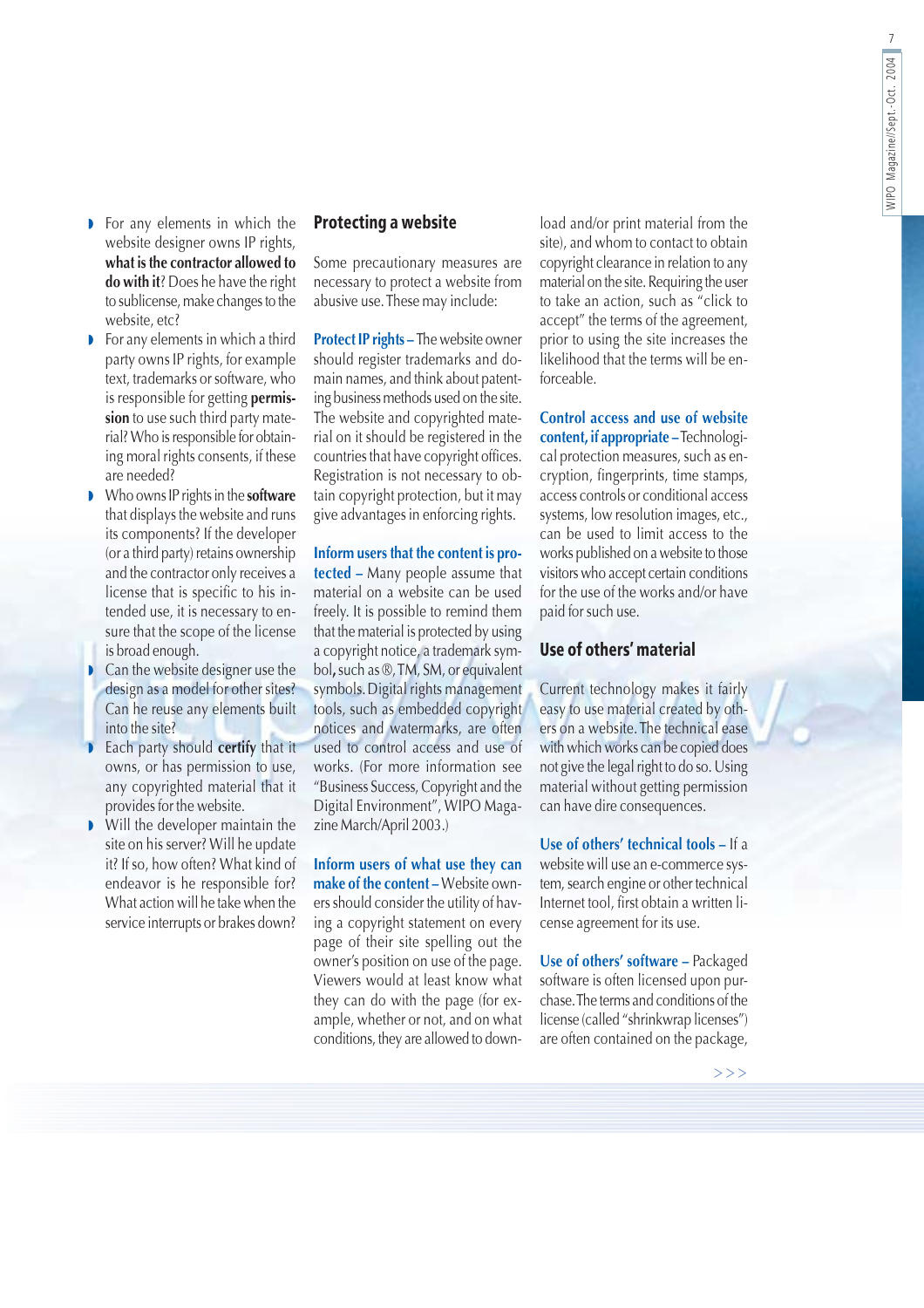- For any elements in which the website designer owns IP rights, **what is the contractor allowed to do with it**? Does he have the right to sublicense, make changes to the website, etc?
- For any elements in which a third party owns IP rights, for example text, trademarks or software, who is responsible for getting **permission** to use such third party material? Who is responsible for obtaining moral rights consents, if these are needed?
- Who owns IP rights in the **software** that displays the website and runs its components? If the developer (or a third party) retains ownership and the contractor only receives a license that is specific to his intended use, it is necessary to ensure that the scope of the license is broad enough.
- Can the website designer use the design as a model for other sites? Can he reuse any elements built into the site?
- Each party should **certify** that it owns, or has permission to use, any copyrighted material that it provides for the website.
- Will the developer maintain the site on his server? Will he update it? If so, how often? What kind of endeavor is he responsible for? What action will he take when the service interrupts or brakes down?

## Protecting a website

Some precautionary measures are necessary to protect a website from abusive use. These may include:

**Protect IP rights –** The website owner should register trademarks and domain names, and think about patenting business methods used on the site. The website and copyrighted material on it should be registered in the countries that have copyright offices. Registration is not necessary to obtain copyright protection, but it may give advantages in enforcing rights.

**Inform users that the content is protected –** Many people assume that material on a website can be used freely. It is possible to remind them that the material is protected by using a copyright notice, a trademark symbol, such as ®, TM, SM, or equivalent symbols. Digital rights management tools, such as embedded copyright notices and watermarks, are often used to control access and use of works. (For more information see "Business Success, Copyright and the Digital Environment", WIPO Magazine March/April 2003.)

**Inform users of what use they can make of the content –** Website owners should consider the utility of having a copyright statement on every page of their site spelling out the owner's position on use of the page. Viewers would at least know what they can do with the page (for example, whether or not, and on what conditions, they are allowed to download and/or print material from the site), and whom to contact to obtain copyright clearance in relation to any material on the site. Requiring the user to take an action, such as "click to accept" the terms of the agreement, prior to using the site increases the likelihood that the terms will be enforceable.

**Control access and use of website content, if appropriate –** Technological protection measures, such as encryption, fingerprints, time stamps, access controls or conditional access systems, low resolution images, etc., can be used to limit access to the works published on a website to those visitors who accept certain conditions for the use of the works and/or have paid for such use.

## Use of others' material

Current technology makes it fairly easy to use material created by others on a website. The technical ease with which works can be copied does not give the legal right to do so. Using material without getting permission can have dire consequences.

**Use of others' technical tools –** If a website will use an e-commerce system, search engine or other technical Internet tool, first obtain a written license agreement for its use.

**Use of others' software –** Packaged software is often licensed upon purchase. The terms and conditions of the license (called "shrinkwrap licenses") are often contained on the package,

>>>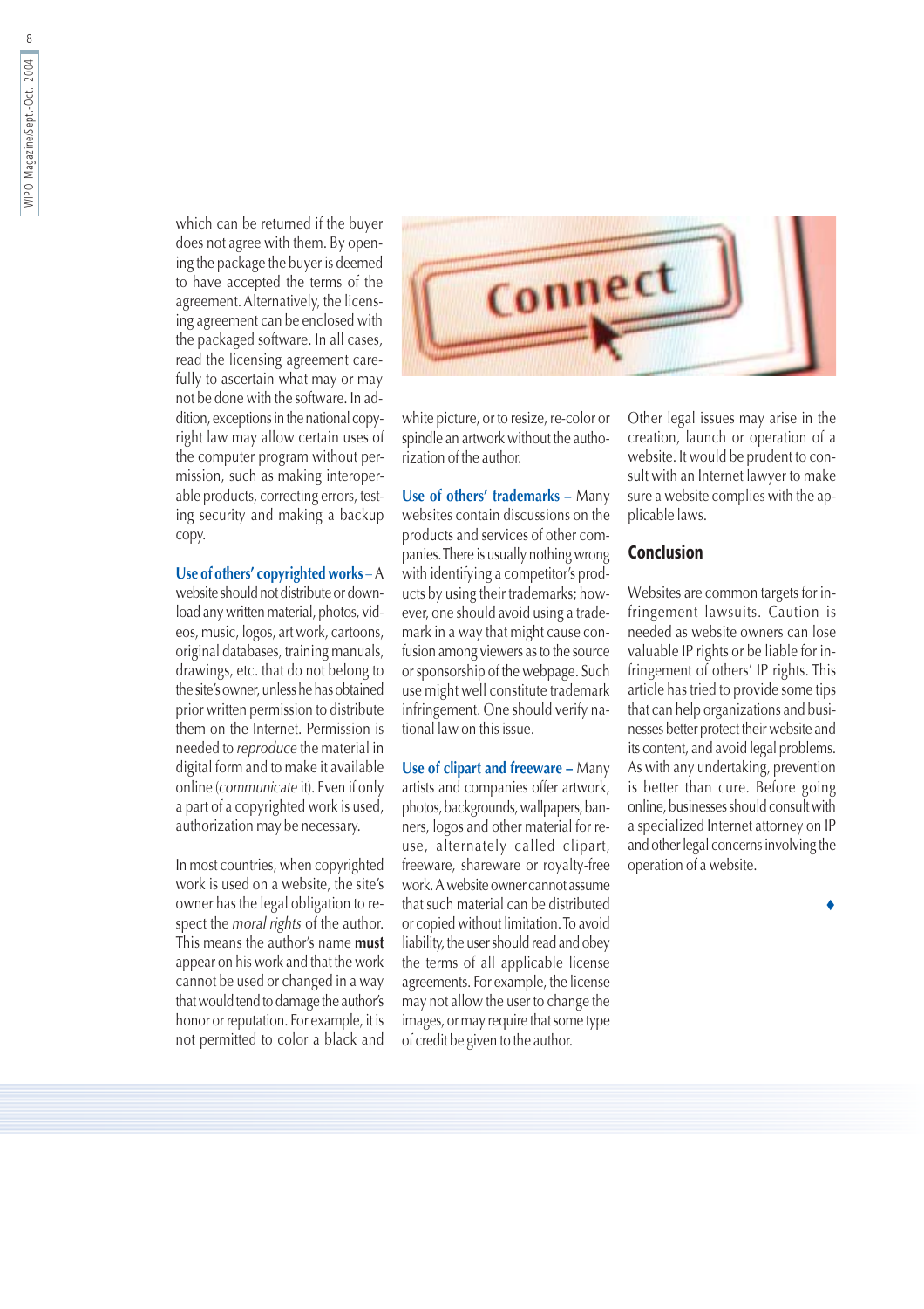which can be returned if the buyer does not agree with them. By opening the package the buyer is deemed to have accepted the terms of the agreement. Alternatively, the licensing agreement can be enclosed with the packaged software. In all cases, read the licensing agreement carefully to ascertain what may or may not be done with the software. In addition, exceptions in the national copyright law may allow certain uses of the computer program without permission, such as making interoperable products, correcting errors, testing security and making a backup copy.

**Use of others' copyrighted works** – A website should not distribute or download any written material, photos, videos, music, logos, art work, cartoons, original databases, training manuals, drawings, etc. that do not belong to the site's owner, unless he has obtained prior written permission to distribute them on the Internet. Permission is needed to *reproduce* the material in digital form and to make it available online (*communicate* it). Even if only a part of a copyrighted work is used, authorization may be necessary.

In most countries, when copyrighted work is used on a website, the site's owner has the legal obligation to respect the *moral rights* of the author. This means the author's name **must** appear on his work and that the work cannot be used or changed in a way that would tend to damage the author's honor or reputation. For example, it is not permitted to color a black and white picture, or to resize, re-color or spindle an artwork without the authorization of the author.

**Use of others' trademarks** – Many websites contain discussions on the products and services of other companies. There is usually nothing wrong with identifying a competitor's products by using their trademarks; however, one should avoid using a trademark in a way that might cause confusion among viewers as to the source or sponsorship of the webpage. Such use might well constitute trademark infringement. One should verify national law on this issue.

**Use of clipart and freeware** – Many artists and companies offer artwork, photos, backgrounds, wallpapers, banners, logos and other material for re-use, alternately called clipart, freeware, shareware or royalty-free work. A website owner cannot assume that such material can be distributed or copied without limitation. To avoid liability, the user should read and obey the terms of all applicable license agreements. For example, the license may not allow the user to change the images, or may require that some type of credit be given to the author.

Other legal issues may arise in the creation, launch or operation of a website. It would be prudent to consult with an Internet lawyer to make sure a website complies with the applicable laws.

## Conclusion

Websites are common targets for infringement lawsuits. Caution is needed as website owners can lose valuable IP rights or be liable for infringement of others' IP rights. This article has tried to provide some tips that can help organizations and businesses better protect their website and its content, and avoid legal problems. As with any undertaking, prevention is better than cure. Before going online, businesses should consult with a specialized Internet attorney on IP and other legal concerns involving the operation of a website.

♦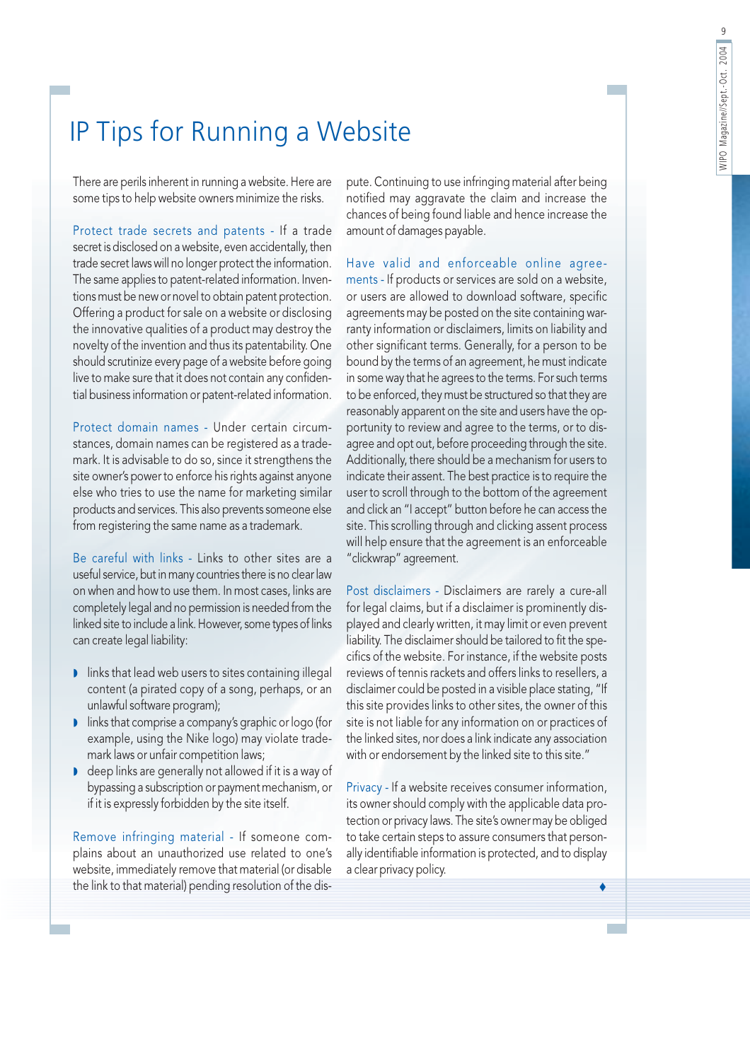# IP Tips for Running a Website

There are perils inherent in running a website. Here are some tips to help website owners minimize the risks.

**Protect trade secrets and patents** - If a trade secret is disclosed on a website, even accidentally, then trade secret laws will no longer protect the information. The same applies to patent-related information. Inventions must be new or novel to obtain patent protection. Offering a product for sale on a website or disclosing the innovative qualities of a product may destroy the novelty of the invention and thus its patentability. One should scrutinize every page of a website before going live to make sure that it does not contain any confidential business information or patent-related information.

**Protect domain names** - Under certain circumstances, domain names can be registered as a trademark. It is advisable to do so, since it strengthens the site owner's power to enforce his rights against anyone else who tries to use the name for marketing similar products and services. This also prevents someone else from registering the same name as a trademark.

**Be careful with links** - Links to other sites are a useful service, but in many countries there is no clear law on when and how to use them. In most cases, links are completely legal and no permission is needed from the linked site to include a link. However, some types of links can create legal liability:

- links that lead web users to sites containing illegal content (a pirated copy of a song, perhaps, or an unlawful software program);
- links that comprise a company's graphic or logo (for example, using the Nike logo) may violate trademark laws or unfair competition laws;
- deep links are generally not allowed if it is a way of bypassing a subscription or payment mechanism, or if it is expressly forbidden by the site itself.

**Remove infringing material** - If someone complains about an unauthorized use related to one's website, immediately remove that material (or disable the link to that material) pending resolution of the dispute. Continuing to use infringing material after being notified may aggravate the claim and increase the chances of being found liable and hence increase the amount of damages payable.

**Have valid and enforceable online agreements** - If products or services are sold on a website, or users are allowed to download software, specific agreements may be posted on the site containing warranty information or disclaimers, limits on liability and other significant terms. Generally, for a person to be bound by the terms of an agreement, he must indicate in some way that he agrees to the terms. For such terms to be enforced, they must be structured so that they are reasonably apparent on the site and users have the opportunity to review and agree to the terms, or to disagree and opt out, before proceeding through the site. Additionally, there should be a mechanism for users to indicate their assent. The best practice is to require the user to scroll through to the bottom of the agreement and click an "I accept" button before he can access the site. This scrolling through and clicking assent process will help ensure that the agreement is an enforceable "clickwrap" agreement.

**Post disclaimers** - Disclaimers are rarely a cure-all for legal claims, but if a disclaimer is prominently displayed and clearly written, it may limit or even prevent liability. The disclaimer should be tailored to fit the specifics of the website. For instance, if the website posts reviews of tennis rackets and offers links to resellers, a disclaimer could be posted in a visible place stating, "If this site provides links to other sites, the owner of this site is not liable for any information on or practices of the linked sites, nor does a link indicate any association with or endorsement by the linked site to this site."

**Privacy** - If a website receives consumer information, its owner should comply with the applicable data protection or privacy laws. The site's owner may be obliged to take certain steps to assure consumers that personally identifiable information is protected, and to display a clear privacy policy.

♦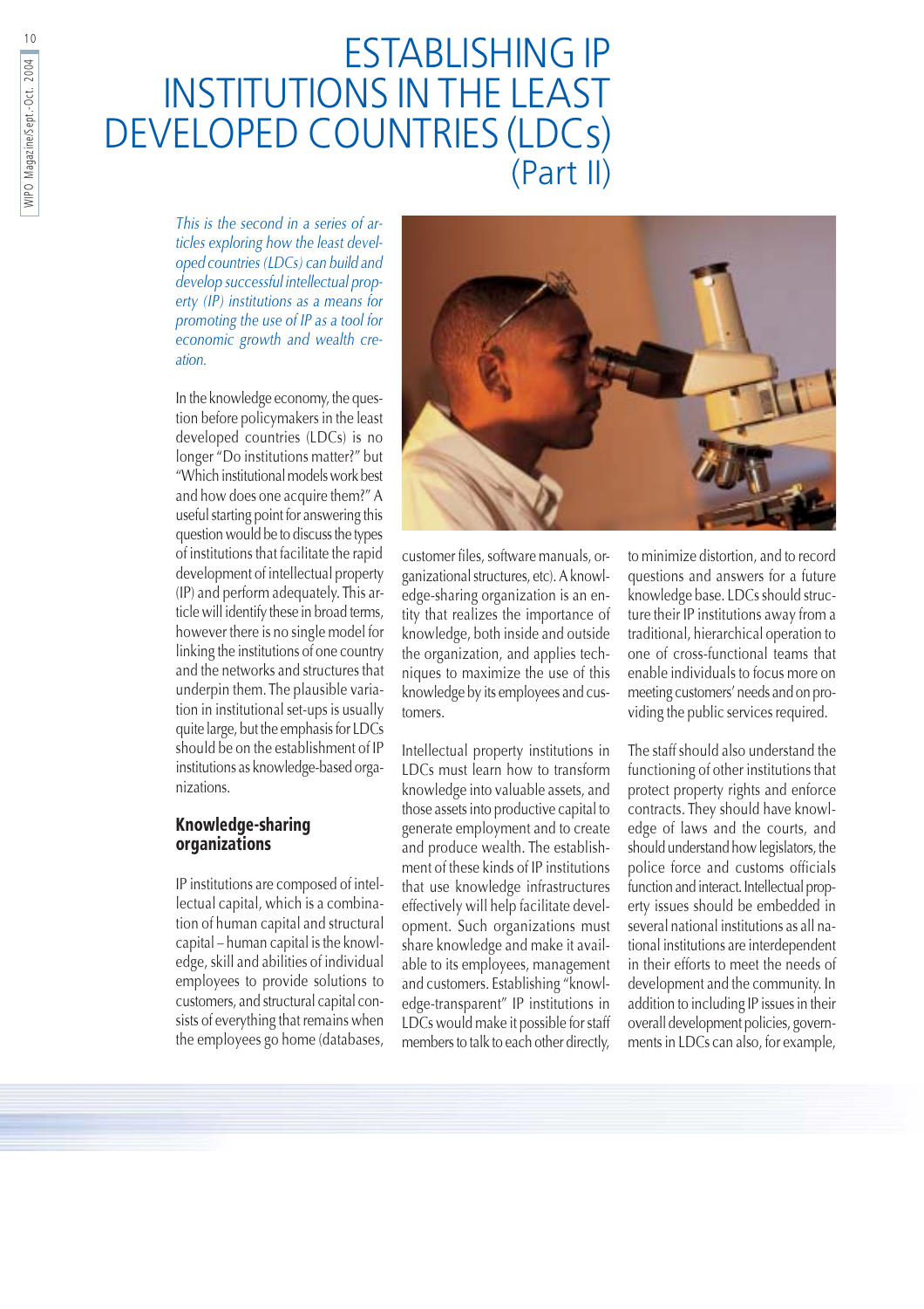# ESTABLISHING IP INSTITUTIONS IN THE LEAST DEVELOPED COUNTRIES (LDCs) (Part II)

*This is the second in a series of articles exploring how the least developed countries (LDCs) can build and develop successful intellectual property (IP) institutions as a means for promoting the use of IP as a tool for economic growth and wealth creation.*

In the knowledge economy, the question before policymakers in the least developed countries (LDCs) is no longer "Do institutions matter?" but "Which institutional models work best and how does one acquire them?" A useful starting point for answering this question would be to discuss the types of institutions that facilitate the rapid development of intellectual property (IP) and perform adequately. This article will identify these in broad terms, however there is no single model for linking the institutions of one country and the networks and structures that underpin them. The plausible variation in institutional set-ups is usually quite large, but the emphasis for LDCs should be on the establishment of IP institutions as knowledge-based organizations.

## Knowledge-sharing organizations

IP institutions are composed of intellectual capital, which is a combination of human capital and structural capital – human capital is the knowledge, skill and abilities of individual employees to provide solutions to customers, and structural capital consists of everything that remains when the employees go home (databases, customer files, software manuals, organizational structures, etc). A knowledge-sharing organization is an entity that realizes the importance of knowledge, both inside and outside the organization, and applies techniques to maximize the use of this knowledge by its employees and customers.

Intellectual property institutions in LDCs must learn how to transform knowledge into valuable assets, and those assets into productive capital to generate employment and to create and produce wealth. The establishment of these kinds of IP institutions that use knowledge infrastructures effectively will help facilitate development. Such organizations must share knowledge and make it available to its employees, management and customers. Establishing "knowledge-transparent" IP institutions in LDCs would make it possible for staff members to talk to each other directly, to minimize distortion, and to record questions and answers for a future knowledge base. LDCs should structure their IP institutions away from a traditional, hierarchical operation to one of cross-functional teams that enable individuals to focus more on meeting customers' needs and on providing the public services required.

The staff should also understand the functioning of other institutions that protect property rights and enforce contracts. They should have knowledge of laws and the courts, and should understand how legislators, the police force and customs officials function and interact. Intellectual property issues should be embedded in several national institutions as all national institutions are interdependent in their efforts to meet the needs of development and the community. In addition to including IP issues in their overall development policies, governments in LDCs can also, for example,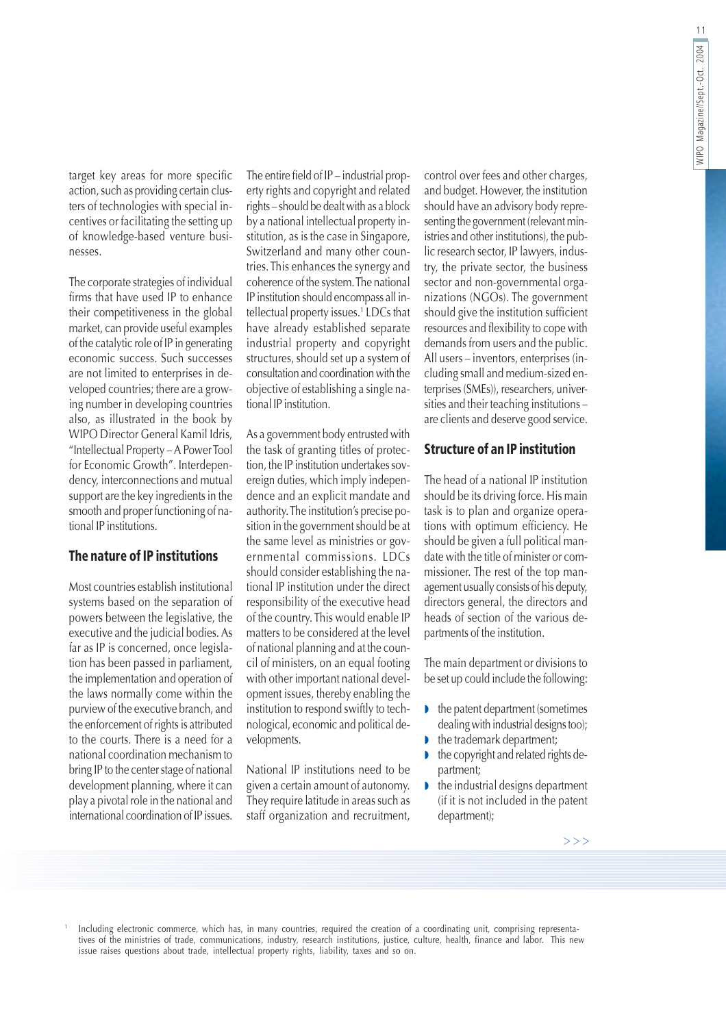target key areas for more specific action, such as providing certain clusters of technologies with special incentives or facilitating the setting up of knowledge-based venture businesses.

The corporate strategies of individual firms that have used IP to enhance their competitiveness in the global market, can provide useful examples of the catalytic role of IP in generating economic success. Such successes are not limited to enterprises in developed countries; there are a growing number in developing countries also, as illustrated in the book by WIPO Director General Kamil Idris, "Intellectual Property – A Power Tool for Economic Growth". Interdependency, interconnections and mutual support are the key ingredients in the smooth and proper functioning of national IP institutions.

## The nature of IP institutions

Most countries establish institutional systems based on the separation of powers between the legislative, the executive and the judicial bodies. As far as IP is concerned, once legislation has been passed in parliament, the implementation and operation of the laws normally come within the purview of the executive branch, and the enforcement of rights is attributed to the courts. There is a need for a national coordination mechanism to bring IP to the center stage of national development planning, where it can play a pivotal role in the national and international coordination of IP issues.

The entire field of IP – industrial property rights and copyright and related rights – should be dealt with as a block by a national intellectual property institution, as is the case in Singapore, Switzerland and many other countries. This enhances the synergy and coherence of the system. The national IP institution should encompass all intellectual property issues.[1] LDCs that have already established separate industrial property and copyright structures, should set up a system of consultation and coordination with the objective of establishing a single national IP institution.

As a government body entrusted with the task of granting titles of protection, the IP institution undertakes sovereign duties, which imply independence and an explicit mandate and authority. The institution's precise position in the government should be at the same level as ministries or governmental commissions. LDCs should consider establishing the national IP institution under the direct responsibility of the executive head of the country. This would enable IP matters to be considered at the level of national planning and at the council of ministers, on an equal footing with other important national development issues, thereby enabling the institution to respond swiftly to technological, economic and political developments.

National IP institutions need to be given a certain amount of autonomy. They require latitude in areas such as staff organization and recruitment, control over fees and other charges, and budget. However, the institution should have an advisory body representing the government (relevant ministries and other institutions), the public research sector, IP lawyers, industry, the private sector, the business sector and non-governmental organizations (NGOs). The government should give the institution sufficient resources and flexibility to cope with demands from users and the public. All users – inventors, enterprises (including small and medium-sized enterprises (SMEs)), researchers, universities and their teaching institutions – are clients and deserve good service.

## Structure of an IP institution

The head of a national IP institution should be its driving force. His main task is to plan and organize operations with optimum efficiency. He should be given a full political mandate with the title of minister or commissioner. The rest of the top management usually consists of his deputy, directors general, the directors and heads of section of the various departments of the institution.

The main department or divisions to be set up could include the following:

- the patent department (sometimes dealing with industrial designs too);
- the trademark department;
- the copyright and related rights department;
- the industrial designs department (if it is not included in the patent department);

>>>

[1] Including electronic commerce, which has, in many countries, required the creation of a coordinating unit, comprising representatives of the ministries of trade, communications, industry, research institutions, justice, culture, health, finance and labor. This new issue raises questions about trade, intellectual property rights, liability, taxes and so on.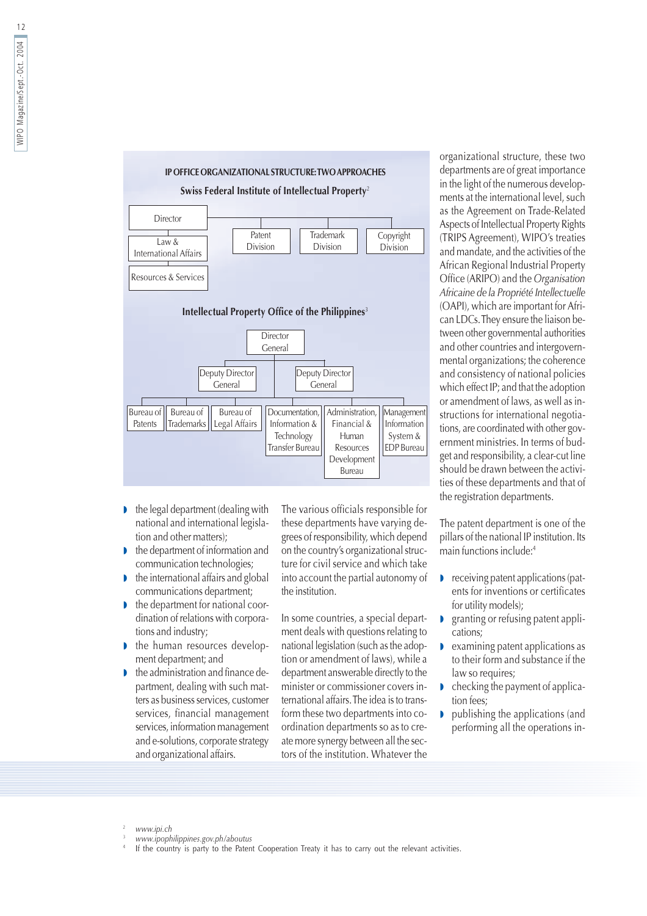**IP OFFICE ORGANIZATIONAL STRUCTURE: TWO APPROACHES**

**Swiss Federal Institute of Intellectual Property**[2]

- Director
  - Law & International Affairs
  - Resources & Services
  - Patent Division
  - Trademark Division
  - Copyright Division

**Intellectual Property Office of the Philippines**[3]

- Director General
  - Deputy Director General
    - Bureau of Patents
    - Bureau of Trademarks
    - Bureau of Legal Affairs
  - Deputy Director General
    - Documentation, Information & Technology Transfer Bureau
    - Administration, Financial & Human Resources Development Bureau
    - Management Information System & EDP Bureau

- the legal department (dealing with national and international legislation and other matters);
- the department of information and communication technologies;
- the international affairs and global communications department;
- the department for national coordination of relations with corporations and industry;
- the human resources development department; and
- the administration and finance department, dealing with such matters as business services, customer services, financial management services, information management and e-solutions, corporate strategy and organizational affairs.

The various officials responsible for these departments have varying degrees of responsibility, which depend on the country's organizational structure for civil service and which take into account the partial autonomy of the institution.

In some countries, a special department deals with questions relating to national legislation (such as the adoption or amendment of laws), while a department answerable directly to the minister or commissioner covers international affairs. The idea is to transform these two departments into coordination departments so as to create more synergy between all the sectors of the institution. Whatever the organizational structure, these two departments are of great importance in the light of the numerous developments at the international level, such as the Agreement on Trade-Related Aspects of Intellectual Property Rights (TRIPS Agreement), WIPO's treaties and mandate, and the activities of the African Regional Industrial Property Office (ARIPO) and the *Organisation Africaine de la Propriété Intellectuelle* (OAPI), which are important for African LDCs. They ensure the liaison between other governmental authorities and other countries and intergovernmental organizations; the coherence and consistency of national policies which effect IP; and that the adoption or amendment of laws, as well as instructions for international negotiations, are coordinated with other government ministries. In terms of budget and responsibility, a clear-cut line should be drawn between the activities of these departments and that of the registration departments.

The patent department is one of the pillars of the national IP institution. Its main functions include:[4]

- receiving patent applications (patents for inventions or certificates for utility models);
- granting or refusing patent applications;
- examining patent applications as to their form and substance if the law so requires;
- checking the payment of application fees;
- publishing the applications (and performing all the operations in-

---

[2] *www.ipi.ch*

[3] *www.ipophilippines.gov.ph/aboutus*

[4] If the country is party to the Patent Cooperation Treaty it has to carry out the relevant activities.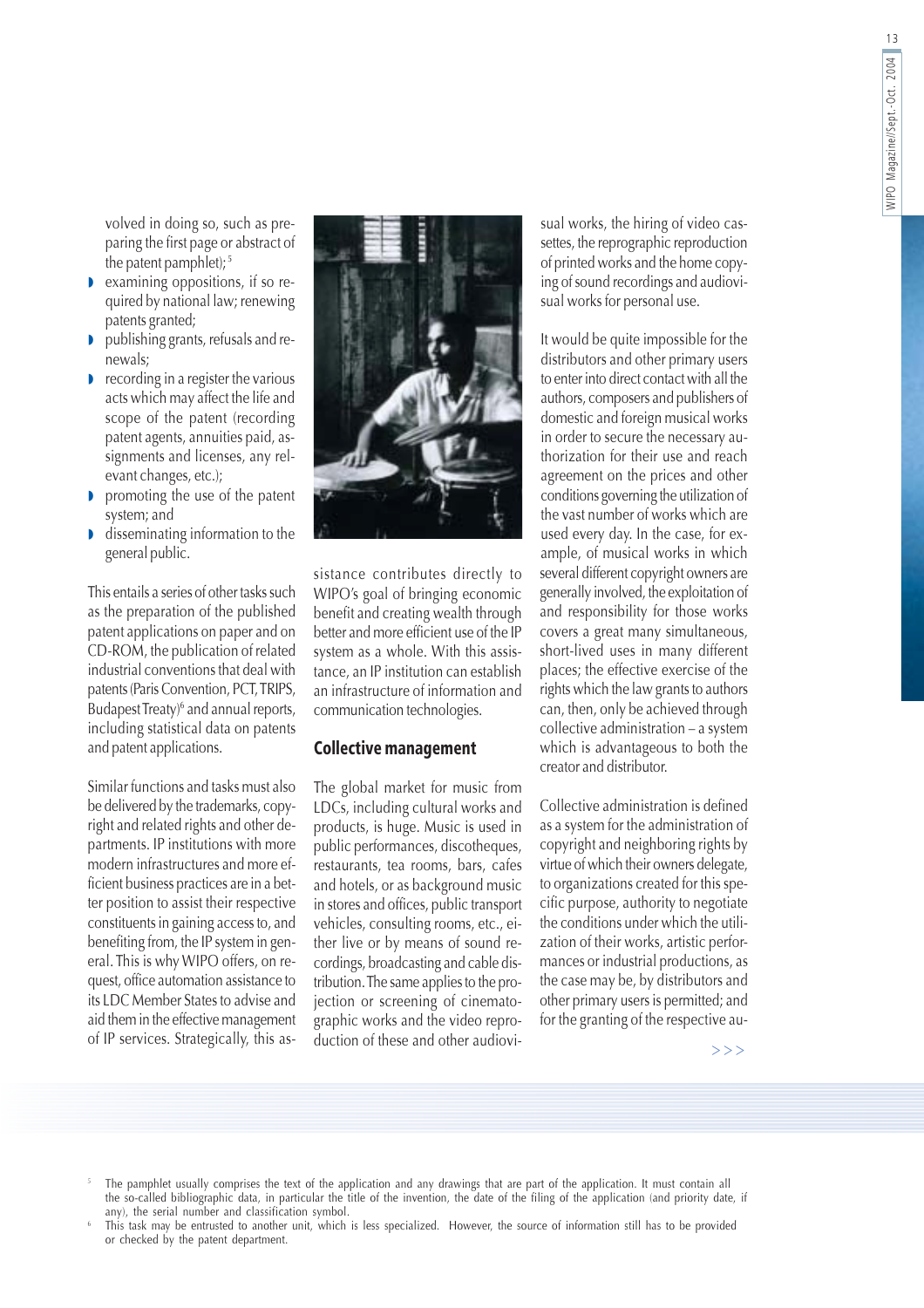volved in doing so, such as preparing the first page or abstract of the patent pamphlet);[5]

- examining oppositions, if so required by national law; renewing patents granted;
- publishing grants, refusals and renewals;
- recording in a register the various acts which may affect the life and scope of the patent (recording patent agents, annuities paid, assignments and licenses, any relevant changes, etc.);
- promoting the use of the patent system; and
- disseminating information to the general public.

This entails a series of other tasks such as the preparation of the published patent applications on paper and on CD-ROM, the publication of related industrial conventions that deal with patents (Paris Convention, PCT, TRIPS, Budapest Treaty)[6] and annual reports, including statistical data on patents and patent applications.

Similar functions and tasks must also be delivered by the trademarks, copyright and related rights and other departments. IP institutions with more modern infrastructures and more efficient business practices are in a better position to assist their respective constituents in gaining access to, and benefiting from, the IP system in general. This is why WIPO offers, on request, office automation assistance to its LDC Member States to advise and aid them in the effective management of IP services. Strategically, this assistance contributes directly to WIPO's goal of bringing economic benefit and creating wealth through better and more efficient use of the IP system as a whole. With this assistance, an IP institution can establish an infrastructure of information and communication technologies.

## Collective management

The global market for music from LDCs, including cultural works and products, is huge. Music is used in public performances, discotheques, restaurants, tea rooms, bars, cafes and hotels, or as background music in stores and offices, public transport vehicles, consulting rooms, etc., either live or by means of sound recordings, broadcasting and cable distribution. The same applies to the projection or screening of cinematographic works and the video reproduction of these and other audiovisual works, the hiring of video cassettes, the reprographic reproduction of printed works and the home copying of sound recordings and audiovisual works for personal use.

It would be quite impossible for the distributors and other primary users to enter into direct contact with all the authors, composers and publishers of domestic and foreign musical works in order to secure the necessary authorization for their use and reach agreement on the prices and other conditions governing the utilization of the vast number of works which are used every day. In the case, for example, of musical works in which several different copyright owners are generally involved, the exploitation of and responsibility for those works covers a great many simultaneous, short-lived uses in many different places; the effective exercise of the rights which the law grants to authors can, then, only be achieved through collective administration – a system which is advantageous to both the creator and distributor.

Collective administration is defined as a system for the administration of copyright and neighboring rights by virtue of which their owners delegate, to organizations created for this specific purpose, authority to negotiate the conditions under which the utilization of their works, artistic performances or industrial productions, as the case may be, by distributors and other primary users is permitted; and for the granting of the respective au- >>>

---

[5] The pamphlet usually comprises the text of the application and any drawings that are part of the application. It must contain all the so-called bibliographic data, in particular the title of the invention, the date of the filing of the application (and priority date, if any), the serial number and classification symbol.

[6] This task may be entrusted to another unit, which is less specialized. However, the source of information still has to be provided or checked by the patent department.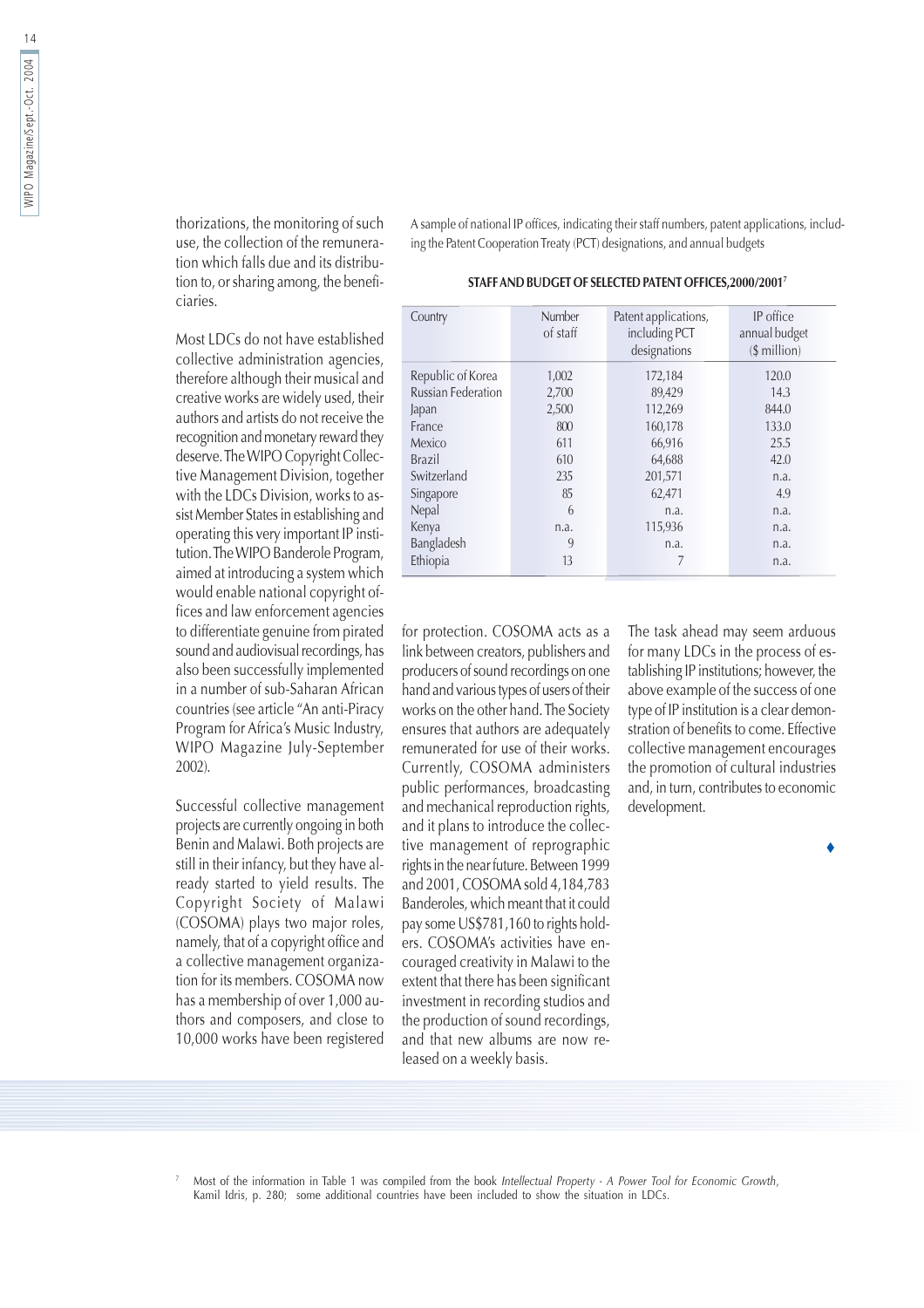thorizations, the monitoring of such use, the collection of the remuneration which falls due and its distribution to, or sharing among, the beneficiaries.

Most LDCs do not have established collective administration agencies, therefore although their musical and creative works are widely used, their authors and artists do not receive the recognition and monetary reward they deserve. The WIPO Copyright Collective Management Division, together with the LDCs Division, works to assist Member States in establishing and operating this very important IP institution. The WIPO Banderole Program, aimed at introducing a system which would enable national copyright offices and law enforcement agencies to differentiate genuine from pirated sound and audiovisual recordings, has also been successfully implemented in a number of sub-Saharan African countries (see article "An anti-Piracy Program for Africa's Music Industry, WIPO Magazine July-September 2002).

Successful collective management projects are currently ongoing in both Benin and Malawi. Both projects are still in their infancy, but they have already started to yield results. The Copyright Society of Malawi (COSOMA) plays two major roles, namely, that of a copyright office and a collective management organization for its members. COSOMA now has a membership of over 1,000 authors and composers, and close to 10,000 works have been registered for protection. COSOMA acts as a link between creators, publishers and producers of sound recordings on one hand and various types of users of their works on the other hand. The Society ensures that authors are adequately remunerated for use of their works. Currently, COSOMA administers public performances, broadcasting and mechanical reproduction rights, and it plans to introduce the collective management of reprographic rights in the near future. Between 1999 and 2001, COSOMA sold 4,184,783 Banderoles, which meant that it could pay some US$781,160 to rights holders. COSOMA's activities have encouraged creativity in Malawi to the extent that there has been significant investment in recording studios and the production of sound recordings, and that new albums are now released on a weekly basis.

The task ahead may seem arduous for many LDCs in the process of establishing IP institutions; however, the above example of the success of one type of IP institution is a clear demonstration of benefits to come. Effective collective management encourages the promotion of cultural industries and, in turn, contributes to economic development.

♦

A sample of national IP offices, indicating their staff numbers, patent applications, including the Patent Cooperation Treaty (PCT) designations, and annual budgets

**STAFF AND BUDGET OF SELECTED PATENT OFFICES, 2000/2001[7]**

| Country | Number of staff | Patent applications, including PCT designations | IP office annual budget ($ million) |
|---|---|---|---|
| Republic of Korea | 1,002 | 172,184 | 120.0 |
| Russian Federation | 2,700 | 89,429 | 14.3 |
| Japan | 2,500 | 112,269 | 844.0 |
| France | 800 | 160,178 | 133.0 |
| Mexico | 611 | 66,916 | 25.5 |
| Brazil | 610 | 64,688 | 42.0 |
| Switzerland | 235 | 201,571 | n.a. |
| Singapore | 85 | 62,471 | 4.9 |
| Nepal | 6 | n.a. | n.a. |
| Kenya | n.a. | 115,936 | n.a. |
| Bangladesh | 9 | n.a. | n.a. |
| Ethiopia | 13 | 7 | n.a. |

[7] Most of the information in Table 1 was compiled from the book *Intellectual Property - A Power Tool for Economic Growth*, Kamil Idris, p. 280; some additional countries have been included to show the situation in LDCs.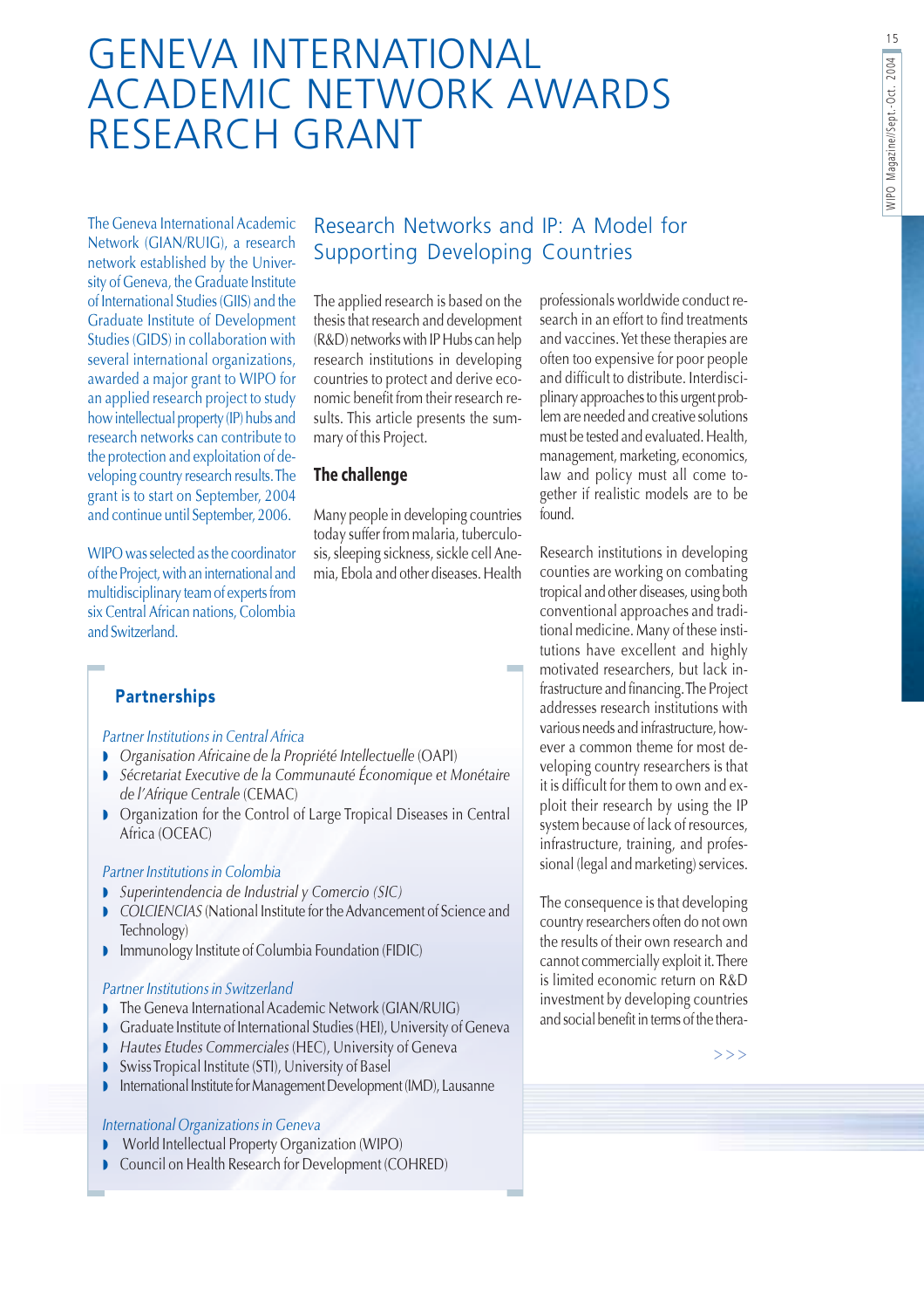# GENEVA INTERNATIONAL ACADEMIC NETWORK AWARDS RESEARCH GRANT

The Geneva International Academic Network (GIAN/RUIG), a research network established by the University of Geneva, the Graduate Institute of International Studies (GIIS) and the Graduate Institute of Development Studies (GIDS) in collaboration with several international organizations, awarded a major grant to WIPO for an applied research project to study how intellectual property (IP) hubs and research networks can contribute to the protection and exploitation of developing country research results. The grant is to start on September, 2004 and continue until September, 2006.

WIPO was selected as the coordinator of the Project, with an international and multidisciplinary team of experts from six Central African nations, Colombia and Switzerland.

## Research Networks and IP: A Model for Supporting Developing Countries

The applied research is based on the thesis that research and development (R&D) networks with IP Hubs can help research institutions in developing countries to protect and derive economic benefit from their research results. This article presents the summary of this Project.

### The challenge

Many people in developing countries today suffer from malaria, tuberculosis, sleeping sickness, sickle cell Anemia, Ebola and other diseases. Health professionals worldwide conduct research in an effort to find treatments and vaccines. Yet these therapies are often too expensive for poor people and difficult to distribute. Interdisciplinary approaches to this urgent problem are needed and creative solutions must be tested and evaluated. Health, management, marketing, economics, law and policy must all come together if realistic models are to be found.

Research institutions in developing counties are working on combating tropical and other diseases, using both conventional approaches and traditional medicine. Many of these institutions have excellent and highly motivated researchers, but lack infrastructure and financing. The Project addresses research institutions with various needs and infrastructure, however a common theme for most developing country researchers is that it is difficult for them to own and exploit their research by using the IP system because of lack of resources, infrastructure, training, and professional (legal and marketing) services.

The consequence is that developing country researchers often do not own the results of their own research and cannot commercially exploit it. There is limited economic return on R&D investment by developing countries and social benefit in terms of the thera-

>>>

### Partnerships

*Partner Institutions in Central Africa*

- *Organisation Africaine de la Propriété Intellectuelle* (OAPI)
- *Sécretariat Executive de la Communauté Économique et Monétaire de l'Afrique Centrale* (CEMAC)
- Organization for the Control of Large Tropical Diseases in Central Africa (OCEAC)

*Partner Institutions in Colombia*

- *Superintendencia de Industrial y Comercio (SIC)*
- *COLCIENCIAS* (National Institute for the Advancement of Science and Technology)
- Immunology Institute of Columbia Foundation (FIDIC)

*Partner Institutions in Switzerland*

- The Geneva International Academic Network (GIAN/RUIG)
- Graduate Institute of International Studies (HEI), University of Geneva
- *Hautes Etudes Commerciales* (HEC), University of Geneva
- Swiss Tropical Institute (STI), University of Basel
- International Institute for Management Development (IMD), Lausanne

*International Organizations in Geneva*

- World Intellectual Property Organization (WIPO)
- Council on Health Research for Development (COHRED)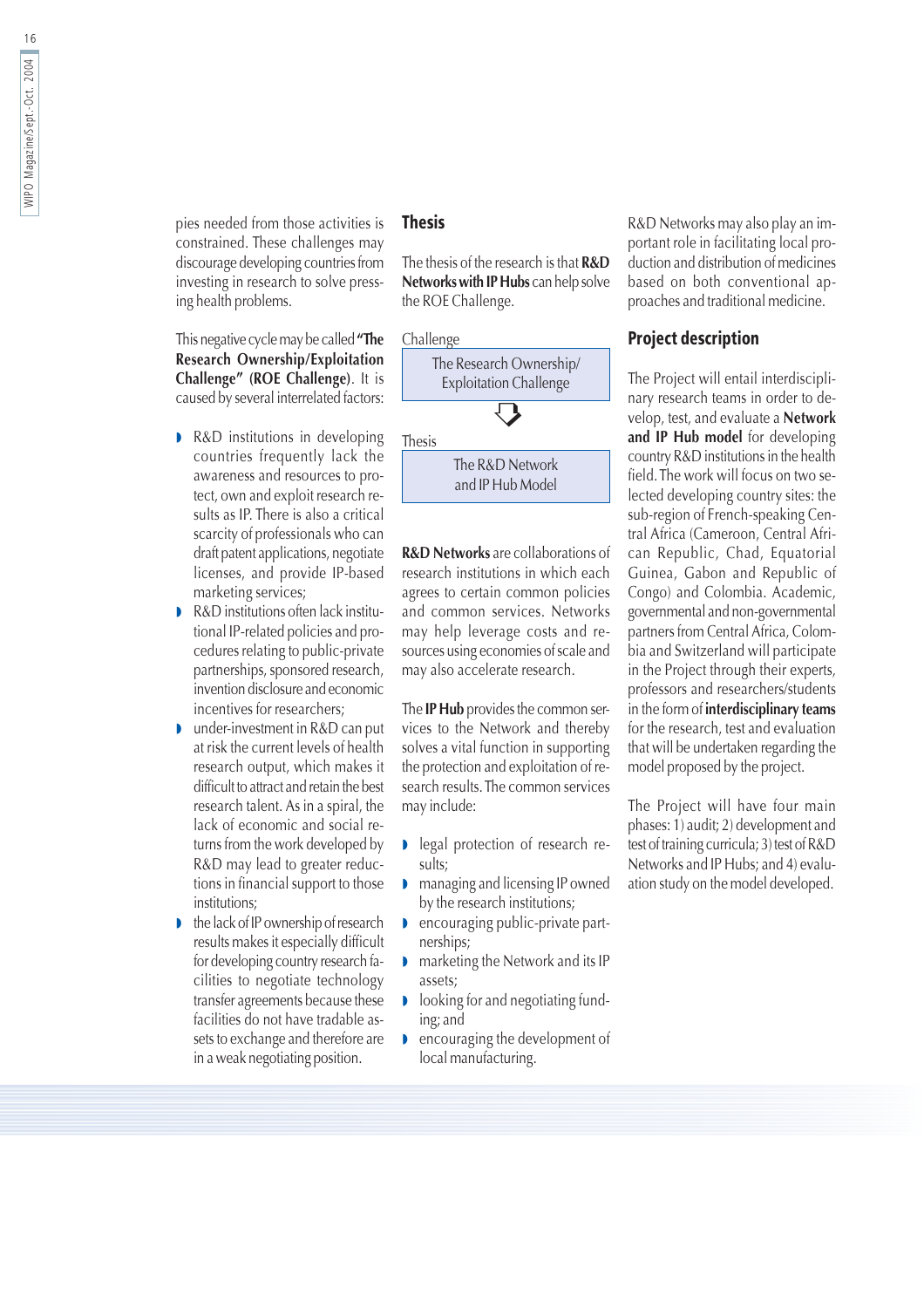pies needed from those activities is constrained. These challenges may discourage developing countries from investing in research to solve pressing health problems.

This negative cycle may be called **"The Research Ownership/Exploitation Challenge" (ROE Challenge)**. It is caused by several interrelated factors:

- R&D institutions in developing countries frequently lack the awareness and resources to protect, own and exploit research results as IP. There is also a critical scarcity of professionals who can draft patent applications, negotiate licenses, and provide IP-based marketing services;
- R&D institutions often lack institutional IP-related policies and procedures relating to public-private partnerships, sponsored research, invention disclosure and economic incentives for researchers;
- under-investment in R&D can put at risk the current levels of health research output, which makes it difficult to attract and retain the best research talent. As in a spiral, the lack of economic and social returns from the work developed by R&D may lead to greater reductions in financial support to those institutions;
- the lack of IP ownership of research results makes it especially difficult for developing country research facilities to negotiate technology transfer agreements because these facilities do not have tradable assets to exchange and therefore are in a weak negotiating position.

## Thesis

The thesis of the research is that **R&D Networks with IP Hubs** can help solve the ROE Challenge.

Challenge

The Research Ownership/ Exploitation Challenge

⇩

Thesis

The R&D Network and IP Hub Model

**R&D Networks** are collaborations of research institutions in which each agrees to certain common policies and common services. Networks may help leverage costs and resources using economies of scale and may also accelerate research.

The **IP Hub** provides the common services to the Network and thereby solves a vital function in supporting the protection and exploitation of research results. The common services may include:

- legal protection of research results;
- managing and licensing IP owned by the research institutions;
- encouraging public-private partnerships;
- marketing the Network and its IP assets;
- looking for and negotiating funding; and
- encouraging the development of local manufacturing.

R&D Networks may also play an important role in facilitating local production and distribution of medicines based on both conventional approaches and traditional medicine.

## Project description

The Project will entail interdisciplinary research teams in order to develop, test, and evaluate a **Network and IP Hub model** for developing country R&D institutions in the health field. The work will focus on two selected developing country sites: the sub-region of French-speaking Central Africa (Cameroon, Central African Republic, Chad, Equatorial Guinea, Gabon and Republic of Congo) and Colombia. Academic, governmental and non-governmental partners from Central Africa, Colombia and Switzerland will participate in the Project through their experts, professors and researchers/students in the form of **interdisciplinary teams** for the research, test and evaluation that will be undertaken regarding the model proposed by the project.

The Project will have four main phases: 1) audit; 2) development and test of training curricula; 3) test of R&D Networks and IP Hubs; and 4) evaluation study on the model developed.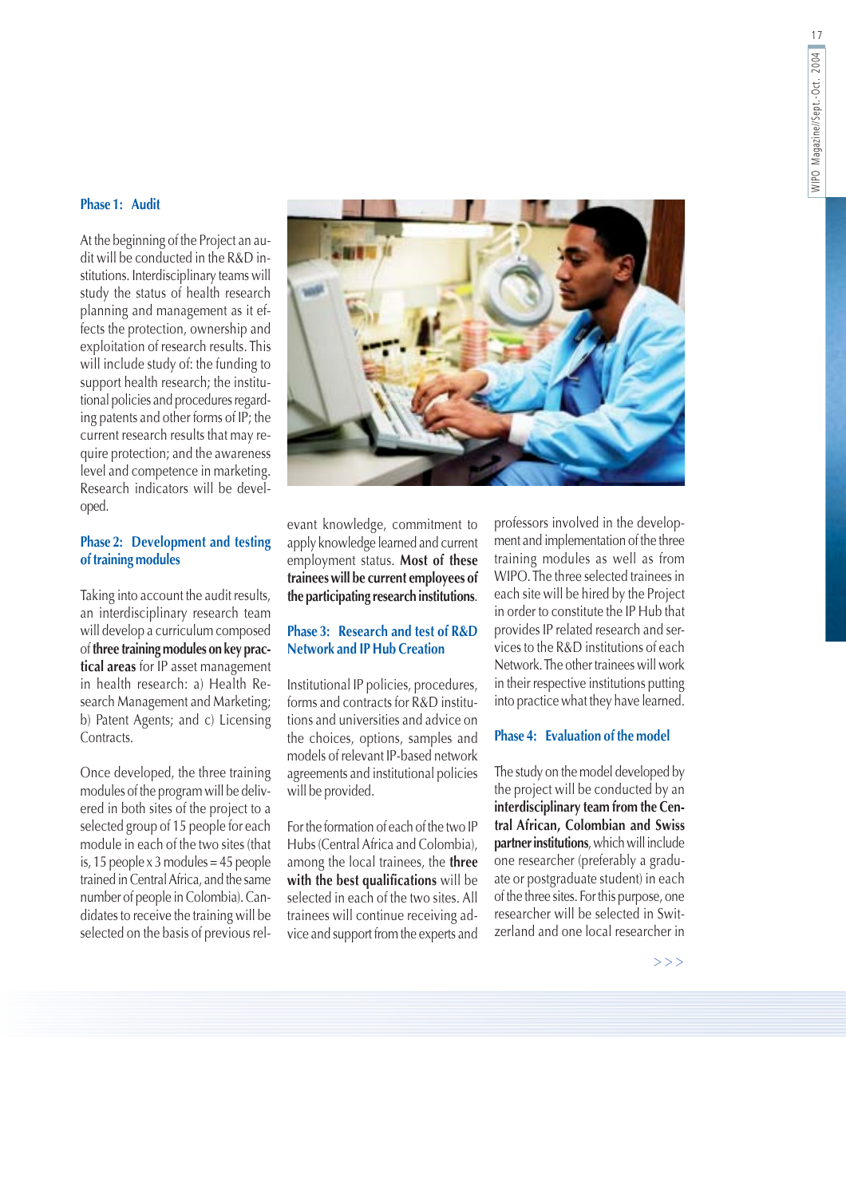### Phase 1: Audit

At the beginning of the Project an audit will be conducted in the R&D institutions. Interdisciplinary teams will study the status of health research planning and management as it effects the protection, ownership and exploitation of research results. This will include study of: the funding to support health research; the institutional policies and procedures regarding patents and other forms of IP; the current research results that may require protection; and the awareness level and competence in marketing. Research indicators will be developed.

### Phase 2: Development and testing of training modules

Taking into account the audit results, an interdisciplinary research team will develop a curriculum composed of **three training modules on key practical areas** for IP asset management in health research: a) Health Research Management and Marketing; b) Patent Agents; and c) Licensing Contracts.

Once developed, the three training modules of the program will be delivered in both sites of the project to a selected group of 15 people for each module in each of the two sites (that is, 15 people x 3 modules = 45 people trained in Central Africa, and the same number of people in Colombia). Candidates to receive the training will be selected on the basis of previous relevant knowledge, commitment to apply knowledge learned and current employment status. **Most of these trainees will be current employees of the participating research institutions**.

### Phase 3: Research and test of R&D Network and IP Hub Creation

Institutional IP policies, procedures, forms and contracts for R&D institutions and universities and advice on the choices, options, samples and models of relevant IP-based network agreements and institutional policies will be provided.

For the formation of each of the two IP Hubs (Central Africa and Colombia), among the local trainees, the **three with the best qualifications** will be selected in each of the two sites. All trainees will continue receiving advice and support from the experts and professors involved in the development and implementation of the three training modules as well as from WIPO. The three selected trainees in each site will be hired by the Project in order to constitute the IP Hub that provides IP related research and services to the R&D institutions of each Network. The other trainees will work in their respective institutions putting into practice what they have learned.

### Phase 4: Evaluation of the model

The study on the model developed by the project will be conducted by an **interdisciplinary team from the Central African, Colombian and Swiss partner institutions**, which will include one researcher (preferably a graduate or postgraduate student) in each of the three sites. For this purpose, one researcher will be selected in Switzerland and one local researcher in

>>>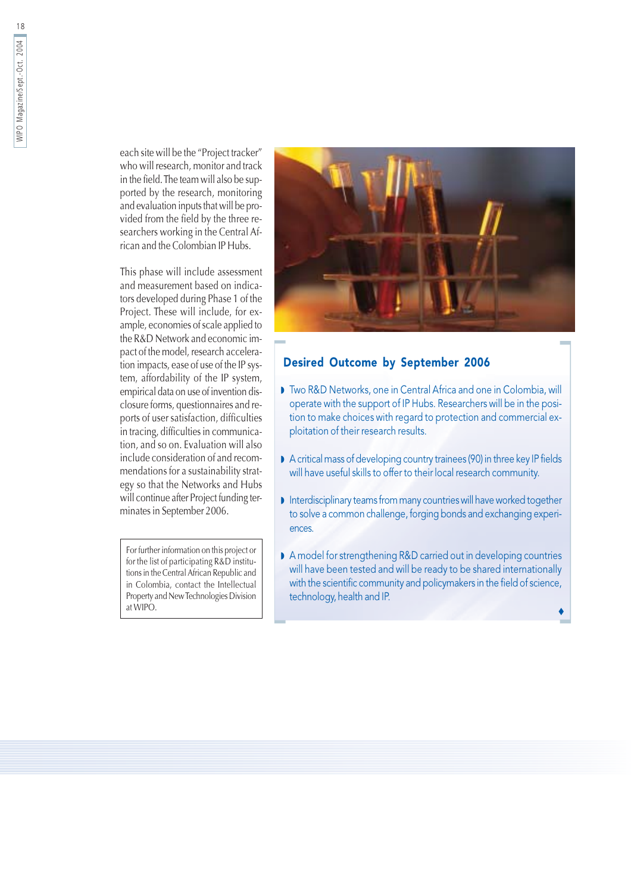each site will be the "Project tracker" who will research, monitor and track in the field. The team will also be supported by the research, monitoring and evaluation inputs that will be provided from the field by the three researchers working in the Central African and the Colombian IP Hubs.

This phase will include assessment and measurement based on indicators developed during Phase 1 of the Project. These will include, for example, economies of scale applied to the R&D Network and economic impact of the model, research acceleration impacts, ease of use of the IP system, affordability of the IP system, empirical data on use of invention disclosure forms, questionnaires and reports of user satisfaction, difficulties in tracing, difficulties in communication, and so on. Evaluation will also include consideration of and recommendations for a sustainability strategy so that the Networks and Hubs will continue after Project funding terminates in September 2006.

For further information on this project or for the list of participating R&D institutions in the Central African Republic and in Colombia, contact the Intellectual Property and New Technologies Division at WIPO.

## Desired Outcome by September 2006

- Two R&D Networks, one in Central Africa and one in Colombia, will operate with the support of IP Hubs. Researchers will be in the position to make choices with regard to protection and commercial exploitation of their research results.
- A critical mass of developing country trainees (90) in three key IP fields will have useful skills to offer to their local research community.
- Interdisciplinary teams from many countries will have worked together to solve a common challenge, forging bonds and exchanging experiences.
- A model for strengthening R&D carried out in developing countries will have been tested and will be ready to be shared internationally with the scientific community and policymakers in the field of science, technology, health and IP.

♦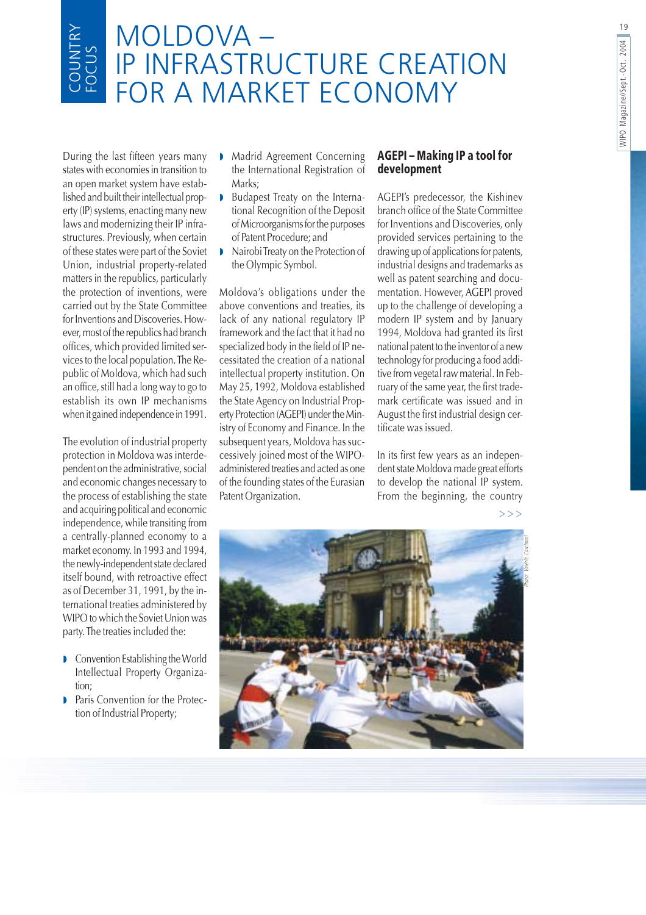COUNTRY FOCUS

# MOLDOVA – IP INFRASTRUCTURE CREATION FOR A MARKET ECONOMY

During the last fifteen years many states with economies in transition to an open market system have established and built their intellectual property (IP) systems, enacting many new laws and modernizing their IP infrastructures. Previously, when certain of these states were part of the Soviet Union, industrial property-related matters in the republics, particularly the protection of inventions, were carried out by the State Committee for Inventions and Discoveries. However, most of the republics had branch offices, which provided limited services to the local population. The Republic of Moldova, which had such an office, still had a long way to go to establish its own IP mechanisms when it gained independence in 1991.

The evolution of industrial property protection in Moldova was interdependent on the administrative, social and economic changes necessary to the process of establishing the state and acquiring political and economic independence, while transiting from a centrally-planned economy to a market economy. In 1993 and 1994, the newly-independent state declared itself bound, with retroactive effect as of December 31, 1991, by the international treaties administered by WIPO to which the Soviet Union was party. The treaties included the:

- Convention Establishing the World Intellectual Property Organization;
- Paris Convention for the Protection of Industrial Property;
- Madrid Agreement Concerning the International Registration of Marks;
- Budapest Treaty on the International Recognition of the Deposit of Microorganisms for the purposes of Patent Procedure; and
- Nairobi Treaty on the Protection of the Olympic Symbol.

Moldova's obligations under the above conventions and treaties, its lack of any national regulatory IP framework and the fact that it had no specialized body in the field of IP necessitated the creation of a national intellectual property institution. On May 25, 1992, Moldova established the State Agency on Industrial Property Protection (AGEPI) under the Ministry of Economy and Finance. In the subsequent years, Moldova has successively joined most of the WIPO-administered treaties and acted as one of the founding states of the Eurasian Patent Organization.

## AGEPI – Making IP a tool for development

AGEPI's predecessor, the Kishinev branch office of the State Committee for Inventions and Discoveries, only provided services pertaining to the drawing up of applications for patents, industrial designs and trademarks as well as patent searching and documentation. However, AGEPI proved up to the challenge of developing a modern IP system and by January 1994, Moldova had granted its first national patent to the inventor of a new technology for producing a food additive from vegetal raw material. In February of the same year, the first trademark certificate was issued and in August the first industrial design certificate was issued.

In its first few years as an independent state Moldova made great efforts to develop the national IP system. From the beginning, the country

>>>

Photo: Valériu Corcimari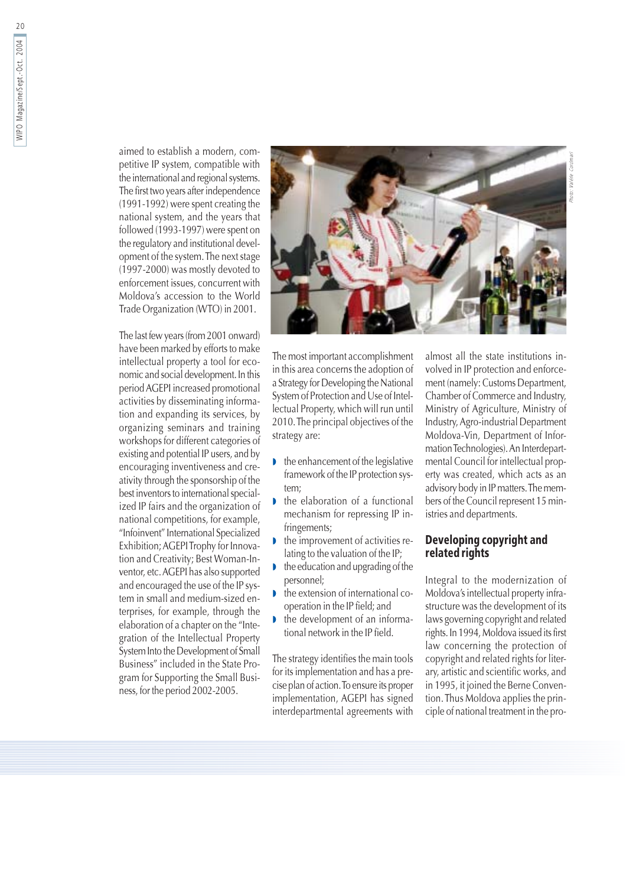aimed to establish a modern, competitive IP system, compatible with the international and regional systems. The first two years after independence (1991-1992) were spent creating the national system, and the years that followed (1993-1997) were spent on the regulatory and institutional development of the system. The next stage (1997-2000) was mostly devoted to enforcement issues, concurrent with Moldova's accession to the World Trade Organization (WTO) in 2001.

The last few years (from 2001 onward) have been marked by efforts to make intellectual property a tool for economic and social development. In this period AGEPI increased promotional activities by disseminating information and expanding its services, by organizing seminars and training workshops for different categories of existing and potential IP users, and by encouraging inventiveness and creativity through the sponsorship of the best inventors to international specialized IP fairs and the organization of national competitions, for example, "Infoinvent" International Specialized Exhibition; AGEPI Trophy for Innovation and Creativity; Best Woman-Inventor, etc. AGEPI has also supported and encouraged the use of the IP system in small and medium-sized enterprises, for example, through the elaboration of a chapter on the "Integration of the Intellectual Property System Into the Development of Small Business" included in the State Program for Supporting the Small Business, for the period 2002-2005.

Photo: Valeriu Corcimari

The most important accomplishment in this area concerns the adoption of a Strategy for Developing the National System of Protection and Use of Intellectual Property, which will run until 2010. The principal objectives of the strategy are:

- the enhancement of the legislative framework of the IP protection system;
- the elaboration of a functional mechanism for repressing IP infringements;
- the improvement of activities relating to the valuation of the IP;
- the education and upgrading of the personnel;
- the extension of international cooperation in the IP field; and
- the development of an informational network in the IP field.

The strategy identifies the main tools for its implementation and has a precise plan of action. To ensure its proper implementation, AGEPI has signed interdepartmental agreements with almost all the state institutions involved in IP protection and enforcement (namely: Customs Department, Chamber of Commerce and Industry, Ministry of Agriculture, Ministry of Industry, Agro-industrial Department Moldova-Vin, Department of Information Technologies). An Interdepartmental Council for intellectual property was created, which acts as an advisory body in IP matters. The members of the Council represent 15 ministries and departments.

## Developing copyright and related rights

Integral to the modernization of Moldova's intellectual property infrastructure was the development of its laws governing copyright and related rights. In 1994, Moldova issued its first law concerning the protection of copyright and related rights for literary, artistic and scientific works, and in 1995, it joined the Berne Convention. Thus Moldova applies the principle of national treatment in the pro-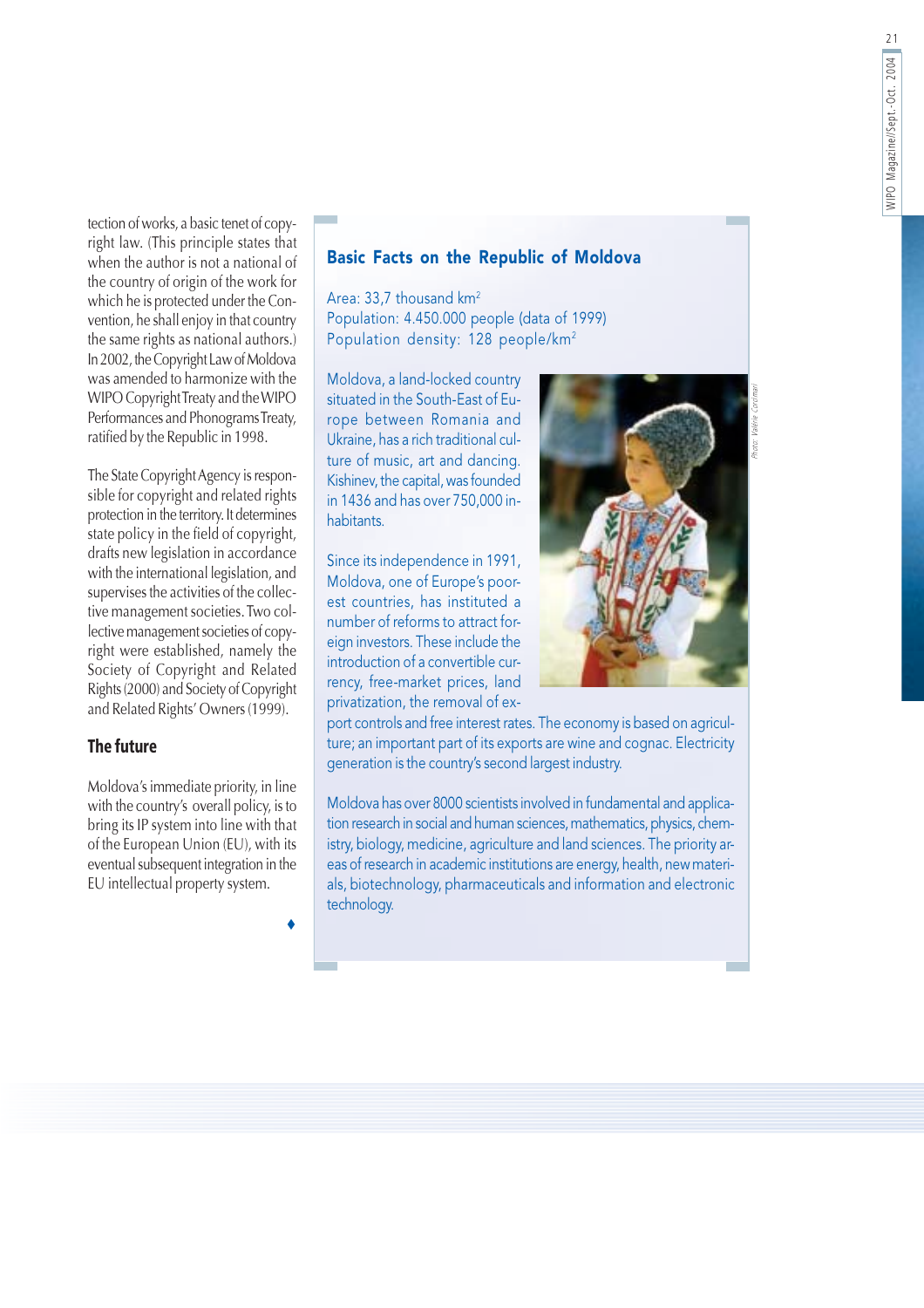tection of works, a basic tenet of copyright law. (This principle states that when the author is not a national of the country of origin of the work for which he is protected under the Convention, he shall enjoy in that country the same rights as national authors.) In 2002, the Copyright Law of Moldova was amended to harmonize with the WIPO Copyright Treaty and the WIPO Performances and Phonograms Treaty, ratified by the Republic in 1998.

The State Copyright Agency is responsible for copyright and related rights protection in the territory. It determines state policy in the field of copyright, drafts new legislation in accordance with the international legislation, and supervises the activities of the collective management societies. Two collective management societies of copyright were established, namely the Society of Copyright and Related Rights (2000) and Society of Copyright and Related Rights' Owners (1999).

## The future

Moldova's immediate priority, in line with the country's overall policy, is to bring its IP system into line with that of the European Union (EU), with its eventual subsequent integration in the EU intellectual property system.

♦

### Basic Facts on the Republic of Moldova

Area: 33,7 thousand km$^2$
Population: 4.450.000 people (data of 1999)
Population density: 128 people/km$^2$

Moldova, a land-locked country situated in the South-East of Europe between Romania and Ukraine, has a rich traditional culture of music, art and dancing. Kishinev, the capital, was founded in 1436 and has over 750,000 inhabitants.

Photo: Valérie Corcimari

Since its independence in 1991, Moldova, one of Europe's poorest countries, has instituted a number of reforms to attract foreign investors. These include the introduction of a convertible currency, free-market prices, land privatization, the removal of export controls and free interest rates. The economy is based on agriculture; an important part of its exports are wine and cognac. Electricity generation is the country's second largest industry.

Moldova has over 8000 scientists involved in fundamental and application research in social and human sciences, mathematics, physics, chemistry, biology, medicine, agriculture and land sciences. The priority areas of research in academic institutions are energy, health, new materials, biotechnology, pharmaceuticals and information and electronic technology.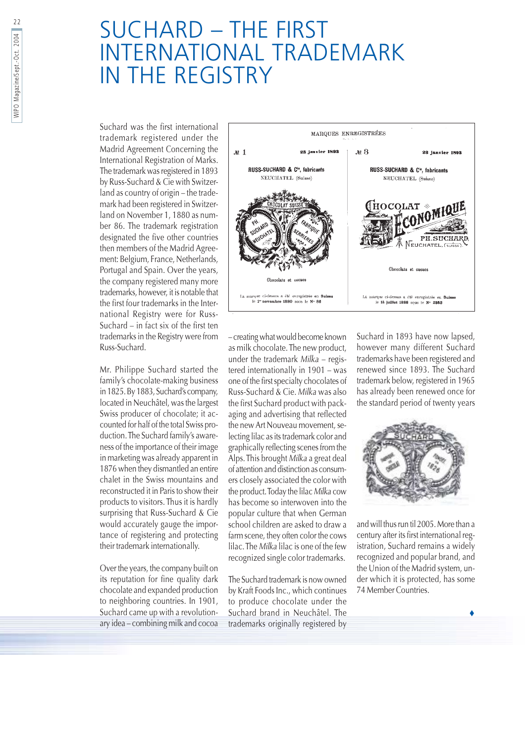# SUCHARD – THE FIRST INTERNATIONAL TRADEMARK IN THE REGISTRY

Suchard was the first international trademark registered under the Madrid Agreement Concerning the International Registration of Marks. The trademark was registered in 1893 by Russ-Suchard & Cie with Switzerland as country of origin – the trademark had been registered in Switzerland on November 1, 1880 as number 86. The trademark registration designated the five other countries then members of the Madrid Agreement: Belgium, France, Netherlands, Portugal and Spain. Over the years, the company registered many more trademarks, however, it is notable that the first four trademarks in the International Registry were for Russ-Suchard – in fact six of the first ten trademarks in the Registry were from Russ-Suchard.

Mr. Philippe Suchard started the family's chocolate-making business in 1825. By 1883, Suchard's company, located in Neuchâtel, was the largest Swiss producer of chocolate; it accounted for half of the total Swiss production. The Suchard family's awareness of the importance of their image in marketing was already apparent in 1876 when they dismantled an entire chalet in the Swiss mountains and reconstructed it in Paris to show their products to visitors. Thus it is hardly surprising that Russ-Suchard & Cie would accurately gauge the importance of registering and protecting their trademark internationally.

Over the years, the company built on its reputation for fine quality dark chocolate and expanded production to neighboring countries. In 1901, Suchard came up with a revolutionary idea – combining milk and cocoa – creating what would become known as milk chocolate. The new product, under the trademark *Milka* – registered internationally in 1901 – was one of the first specialty chocolates of Russ-Suchard & Cie. *Milka* was also the first Suchard product with packaging and advertising that reflected the new Art Nouveau movement, selecting lilac as its trademark color and graphically reflecting scenes from the Alps. This brought *Milka* a great deal of attention and distinction as consumers closely associated the color with the product. Today the lilac *Milka* cow has become so interwoven into the popular culture that when German school children are asked to draw a farm scene, they often color the cows lilac. The *Milka* lilac is one of the few recognized single color trademarks.

The Suchard trademark is now owned by Kraft Foods Inc., which continues to produce chocolate under the Suchard brand in Neuchâtel. The trademarks originally registered by Suchard in 1893 have now lapsed, however many different Suchard trademarks have been registered and renewed since 1893. The Suchard trademark below, registered in 1965 has already been renewed once for the standard period of twenty years and will thus run til 2005. More than a century after its first international registration, Suchard remains a widely recognized and popular brand, and the Union of the Madrid system, under which it is protected, has some 74 Member Countries.

♦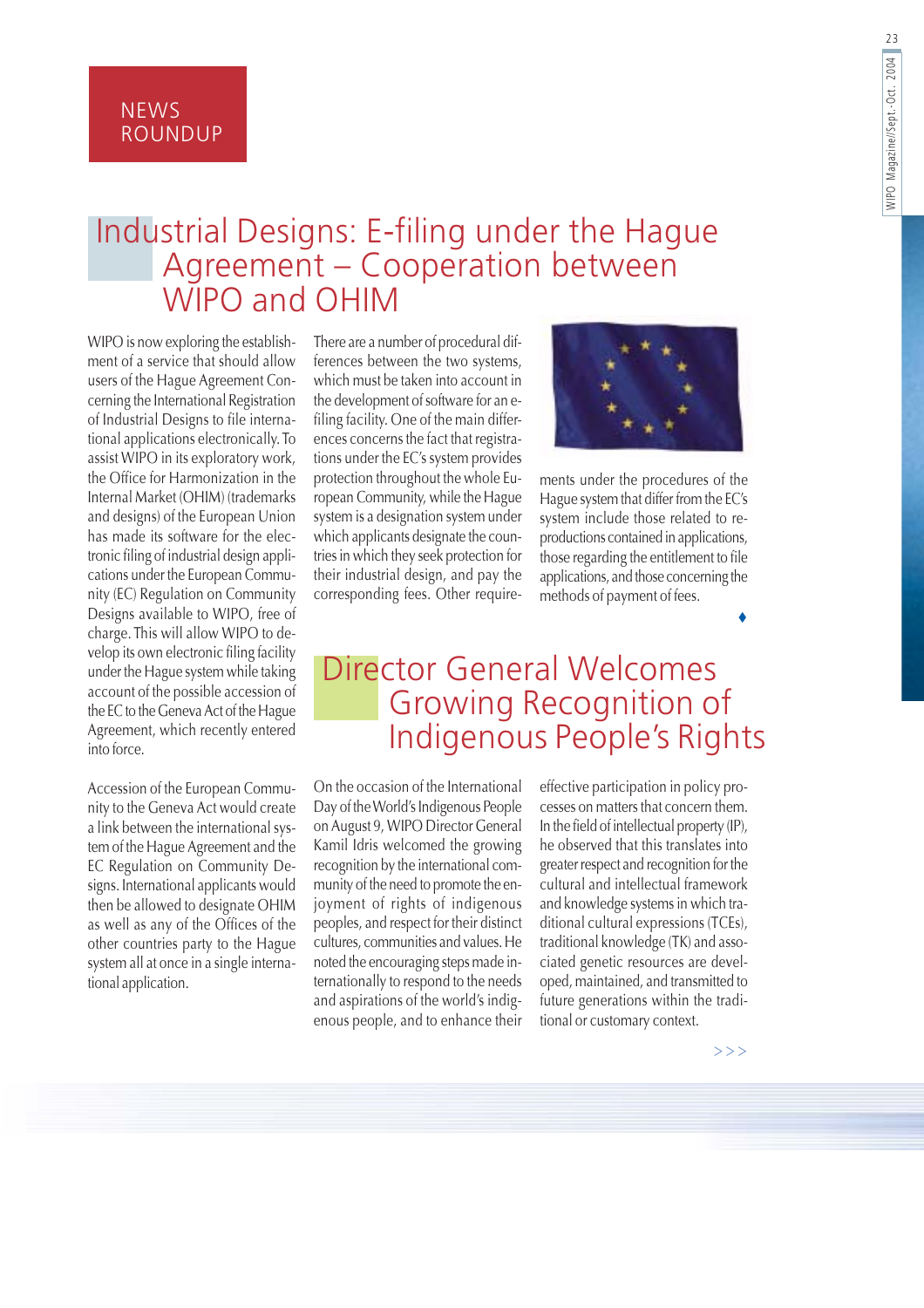NEWS ROUNDUP

# Industrial Designs: E-filing under the Hague Agreement – Cooperation between WIPO and OHIM

WIPO is now exploring the establishment of a service that should allow users of the Hague Agreement Concerning the International Registration of Industrial Designs to file international applications electronically. To assist WIPO in its exploratory work, the Office for Harmonization in the Internal Market (OHIM) (trademarks and designs) of the European Union has made its software for the electronic filing of industrial design applications under the European Community (EC) Regulation on Community Designs available to WIPO, free of charge. This will allow WIPO to develop its own electronic filing facility under the Hague system while taking account of the possible accession of the EC to the Geneva Act of the Hague Agreement, which recently entered into force.

Accession of the European Community to the Geneva Act would create a link between the international system of the Hague Agreement and the EC Regulation on Community Designs. International applicants would then be allowed to designate OHIM as well as any of the Offices of the other countries party to the Hague system all at once in a single international application.

There are a number of procedural differences between the two systems, which must be taken into account in the development of software for an e-filing facility. One of the main differences concerns the fact that registrations under the EC's system provides protection throughout the whole European Community, while the Hague system is a designation system under which applicants designate the countries in which they seek protection for their industrial design, and pay the corresponding fees. Other requirements under the procedures of the Hague system that differ from the EC's system include those related to reproductions contained in applications, those regarding the entitlement to file applications, and those concerning the methods of payment of fees.

♦

# Director General Welcomes Growing Recognition of Indigenous People's Rights

On the occasion of the International Day of the World's Indigenous People on August 9, WIPO Director General Kamil Idris welcomed the growing recognition by the international community of the need to promote the enjoyment of rights of indigenous peoples, and respect for their distinct cultures, communities and values. He noted the encouraging steps made internationally to respond to the needs and aspirations of the world's indigenous people, and to enhance their effective participation in policy processes on matters that concern them. In the field of intellectual property (IP), he observed that this translates into greater respect and recognition for the cultural and intellectual framework and knowledge systems in which traditional cultural expressions (TCEs), traditional knowledge (TK) and associated genetic resources are developed, maintained, and transmitted to future generations within the traditional or customary context.

>>>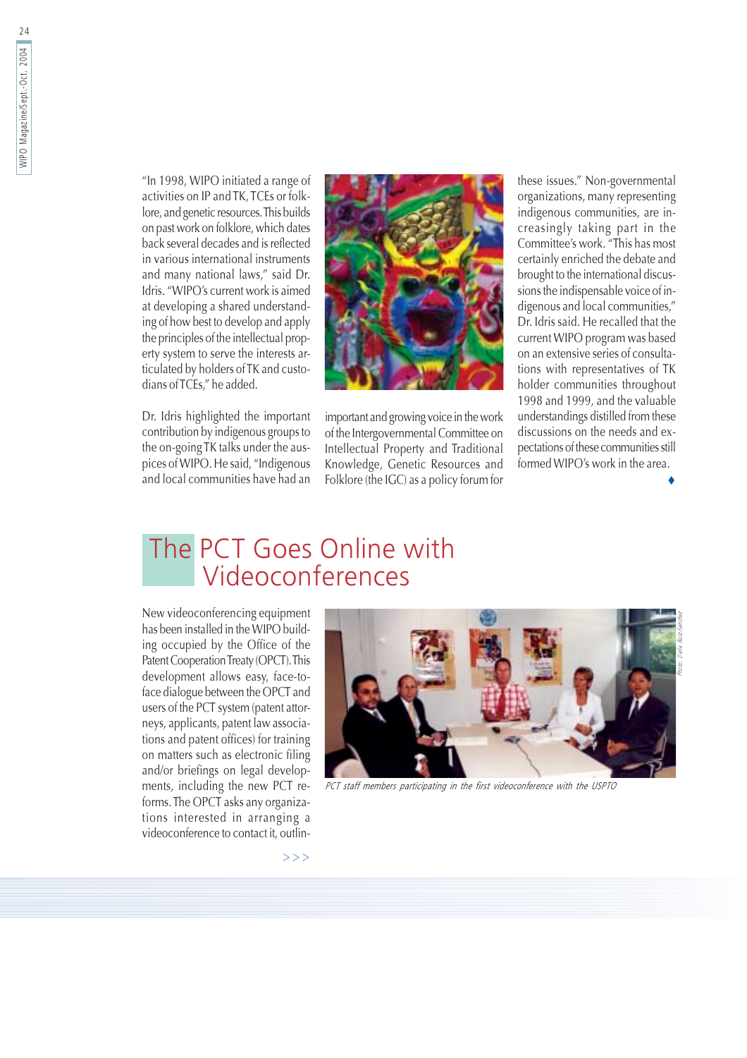"In 1998, WIPO initiated a range of activities on IP and TK, TCEs or folklore, and genetic resources. This builds on past work on folklore, which dates back several decades and is reflected in various international instruments and many national laws," said Dr. Idris. "WIPO's current work is aimed at developing a shared understanding of how best to develop and apply the principles of the intellectual property system to serve the interests articulated by holders of TK and custodians of TCEs," he added.

Dr. Idris highlighted the important contribution by indigenous groups to the on-going TK talks under the auspices of WIPO. He said, "Indigenous and local communities have had an important and growing voice in the work of the Intergovernmental Committee on Intellectual Property and Traditional Knowledge, Genetic Resources and Folklore (the IGC) as a policy forum for these issues." Non-governmental organizations, many representing indigenous communities, are increasingly taking part in the Committee's work. "This has most certainly enriched the debate and brought to the international discussions the indispensable voice of indigenous and local communities," Dr. Idris said. He recalled that the current WIPO program was based on an extensive series of consultations with representatives of TK holder communities throughout 1998 and 1999, and the valuable understandings distilled from these discussions on the needs and expectations of these communities still formed WIPO's work in the area.

♦

## The PCT Goes Online with Videoconferences

New videoconferencing equipment has been installed in the WIPO building occupied by the Office of the Patent Cooperation Treaty (OPCT). This development allows easy, face-to-face dialogue between the OPCT and users of the PCT system (patent attorneys, applicants, patent law associations and patent offices) for training on matters such as electronic filing and/or briefings on legal developments, including the new PCT reforms. The OPCT asks any organizations interested in arranging a videoconference to contact it, outlin-

*PCT staff members participating in the first videoconference with the USPTO*

*Photo: Dalia Ruiz-Sanchez*

>>>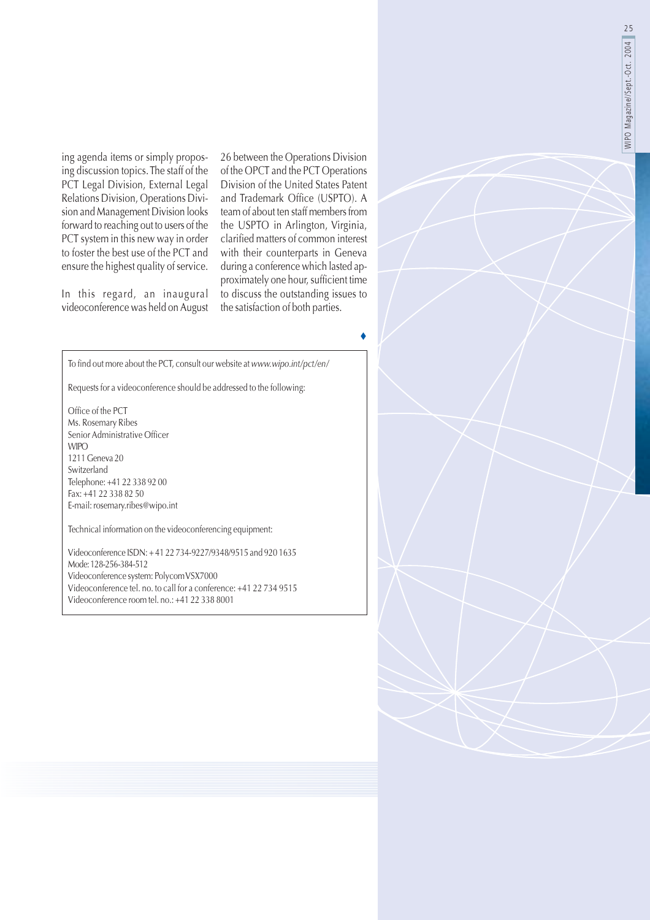ing agenda items or simply proposing discussion topics. The staff of the PCT Legal Division, External Legal Relations Division, Operations Division and Management Division looks forward to reaching out to users of the PCT system in this new way in order to foster the best use of the PCT and ensure the highest quality of service.

In this regard, an inaugural videoconference was held on August 26 between the Operations Division of the OPCT and the PCT Operations Division of the United States Patent and Trademark Office (USPTO). A team of about ten staff members from the USPTO in Arlington, Virginia, clarified matters of common interest with their counterparts in Geneva during a conference which lasted approximately one hour, sufficient time to discuss the outstanding issues to the satisfaction of both parties.

♦

To find out more about the PCT, consult our website at *www.wipo.int/pct/en/*

Requests for a videoconference should be addressed to the following:

Office of the PCT
Ms. Rosemary Ribes
Senior Administrative Officer
WIPO
1211 Geneva 20
Switzerland
Telephone: +41 22 338 92 00
Fax: +41 22 338 82 50
E-mail: rosemary.ribes@wipo.int

Technical information on the videoconferencing equipment:

Videoconference ISDN: + 41 22 734-9227/9348/9515 and 920 1635
Mode: 128-256-384-512
Videoconference system: Polycom VSX7000
Videoconference tel. no. to call for a conference: +41 22 734 9515
Videoconference room tel. no.: +41 22 338 8001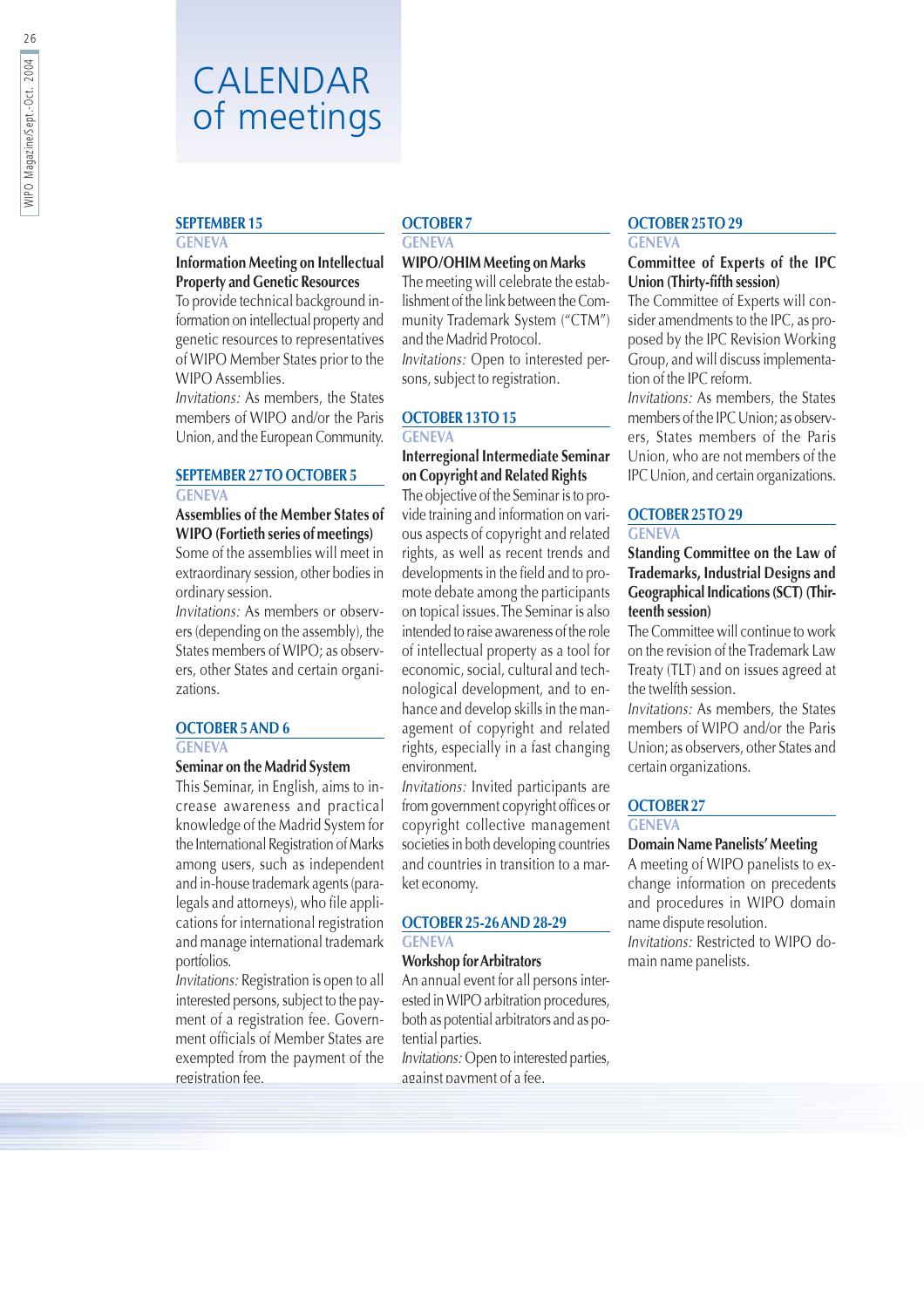# CALENDAR of meetings

## SEPTEMBER 15

GENEVA

**Information Meeting on Intellectual Property and Genetic Resources**

To provide technical background information on intellectual property and genetic resources to representatives of WIPO Member States prior to the WIPO Assemblies.

*Invitations:* As members, the States members of WIPO and/or the Paris Union, and the European Community.

## SEPTEMBER 27 TO OCTOBER 5

GENEVA

**Assemblies of the Member States of WIPO (Fortieth series of meetings)**

Some of the assemblies will meet in extraordinary session, other bodies in ordinary session.

*Invitations:* As members or observers (depending on the assembly), the States members of WIPO; as observers, other States and certain organizations.

## OCTOBER 5 AND 6

GENEVA

**Seminar on the Madrid System**

This Seminar, in English, aims to increase awareness and practical knowledge of the Madrid System for the International Registration of Marks among users, such as independent and in-house trademark agents (paralegals and attorneys), who file applications for international registration and manage international trademark portfolios.

*Invitations:* Registration is open to all interested persons, subject to the payment of a registration fee. Government officials of Member States are exempted from the payment of the registration fee.

## OCTOBER 7

GENEVA

**WIPO/OHIM Meeting on Marks**

The meeting will celebrate the establishment of the link between the Community Trademark System ("CTM") and the Madrid Protocol.

*Invitations:* Open to interested persons, subject to registration.

## OCTOBER 13 TO 15

GENEVA

**Interregional Intermediate Seminar on Copyright and Related Rights**

The objective of the Seminar is to provide training and information on various aspects of copyright and related rights, as well as recent trends and developments in the field and to promote debate among the participants on topical issues. The Seminar is also intended to raise awareness of the role of intellectual property as a tool for economic, social, cultural and technological development, and to enhance and develop skills in the management of copyright and related rights, especially in a fast changing environment.

*Invitations:* Invited participants are from government copyright offices or copyright collective management societies in both developing countries and countries in transition to a market economy.

## OCTOBER 25-26 AND 28-29

GENEVA

**Workshop for Arbitrators**

An annual event for all persons interested in WIPO arbitration procedures, both as potential arbitrators and as potential parties.

*Invitations:* Open to interested parties, against payment of a fee.

## OCTOBER 25 TO 29

GENEVA

**Committee of Experts of the IPC Union (Thirty-fifth session)**

The Committee of Experts will consider amendments to the IPC, as proposed by the IPC Revision Working Group, and will discuss implementation of the IPC reform.

*Invitations:* As members, the States members of the IPC Union; as observers, States members of the Paris Union, who are not members of the IPC Union, and certain organizations.

## OCTOBER 25 TO 29

GENEVA

**Standing Committee on the Law of Trademarks, Industrial Designs and Geographical Indications (SCT) (Thirteenth session)**

The Committee will continue to work on the revision of the Trademark Law Treaty (TLT) and on issues agreed at the twelfth session.

*Invitations:* As members, the States members of WIPO and/or the Paris Union; as observers, other States and certain organizations.

## OCTOBER 27

GENEVA

**Domain Name Panelists' Meeting**

A meeting of WIPO panelists to exchange information on precedents and procedures in WIPO domain name dispute resolution.

*Invitations:* Restricted to WIPO domain name panelists.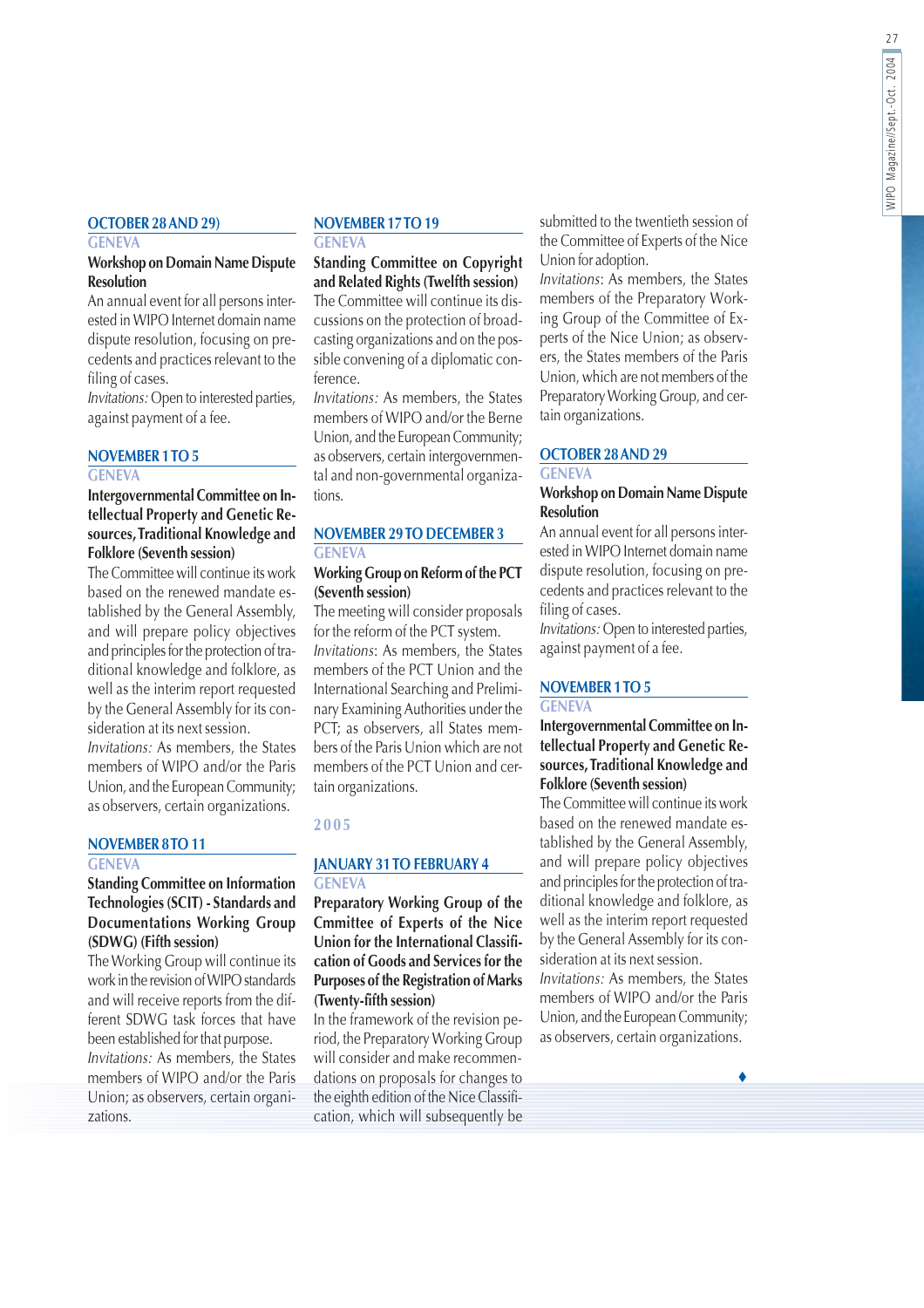### OCTOBER 28 AND 29)

GENEVA

**Workshop on Domain Name Dispute Resolution**

An annual event for all persons interested in WIPO Internet domain name dispute resolution, focusing on precedents and practices relevant to the filing of cases.

*Invitations:* Open to interested parties, against payment of a fee.

### NOVEMBER 1 TO 5

GENEVA

**Intergovernmental Committee on Intellectual Property and Genetic Resources, Traditional Knowledge and Folklore (Seventh session)**

The Committee will continue its work based on the renewed mandate established by the General Assembly, and will prepare policy objectives and principles for the protection of traditional knowledge and folklore, as well as the interim report requested by the General Assembly for its consideration at its next session.

*Invitations:* As members, the States members of WIPO and/or the Paris Union, and the European Community; as observers, certain organizations.

### NOVEMBER 8 TO 11

GENEVA

**Standing Committee on Information Technologies (SCIT) - Standards and Documentations Working Group (SDWG) (Fifth session)**

The Working Group will continue its work in the revision of WIPO standards and will receive reports from the different SDWG task forces that have been established for that purpose.

*Invitations:* As members, the States members of WIPO and/or the Paris Union; as observers, certain organizations.

### NOVEMBER 17 TO 19

GENEVA

**Standing Committee on Copyright and Related Rights (Twelfth session)**

The Committee will continue its discussions on the protection of broadcasting organizations and on the possible convening of a diplomatic conference.

*Invitations:* As members, the States members of WIPO and/or the Berne Union, and the European Community; as observers, certain intergovernmental and non-governmental organizations.

### NOVEMBER 29 TO DECEMBER 3

GENEVA

**Working Group on Reform of the PCT (Seventh session)**

The meeting will consider proposals for the reform of the PCT system.

*Invitations*: As members, the States members of the PCT Union and the International Searching and Preliminary Examining Authorities under the PCT; as observers, all States members of the Paris Union which are not members of the PCT Union and certain organizations.

## 2005

### JANUARY 31 TO FEBRUARY 4

GENEVA

**Preparatory Working Group of the Cmmittee of Experts of the Nice Union for the International Classification of Goods and Services for the Purposes of the Registration of Marks (Twenty-fifth session)**

In the framework of the revision period, the Preparatory Working Group will consider and make recommendations on proposals for changes to the eighth edition of the Nice Classification, which will subsequently be submitted to the twentieth session of the Committee of Experts of the Nice Union for adoption.

*Invitations*: As members, the States members of the Preparatory Working Group of the Committee of Experts of the Nice Union; as observers, the States members of the Paris Union, which are not members of the Preparatory Working Group, and certain organizations.

### OCTOBER 28 AND 29

GENEVA

**Workshop on Domain Name Dispute Resolution**

An annual event for all persons interested in WIPO Internet domain name dispute resolution, focusing on precedents and practices relevant to the filing of cases.

*Invitations:* Open to interested parties, against payment of a fee.

### NOVEMBER 1 TO 5

GENEVA

**Intergovernmental Committee on Intellectual Property and Genetic Resources, Traditional Knowledge and Folklore (Seventh session)**

The Committee will continue its work based on the renewed mandate established by the General Assembly, and will prepare policy objectives and principles for the protection of traditional knowledge and folklore, as well as the interim report requested by the General Assembly for its consideration at its next session.

*Invitations:* As members, the States members of WIPO and/or the Paris Union, and the European Community; as observers, certain organizations.

♦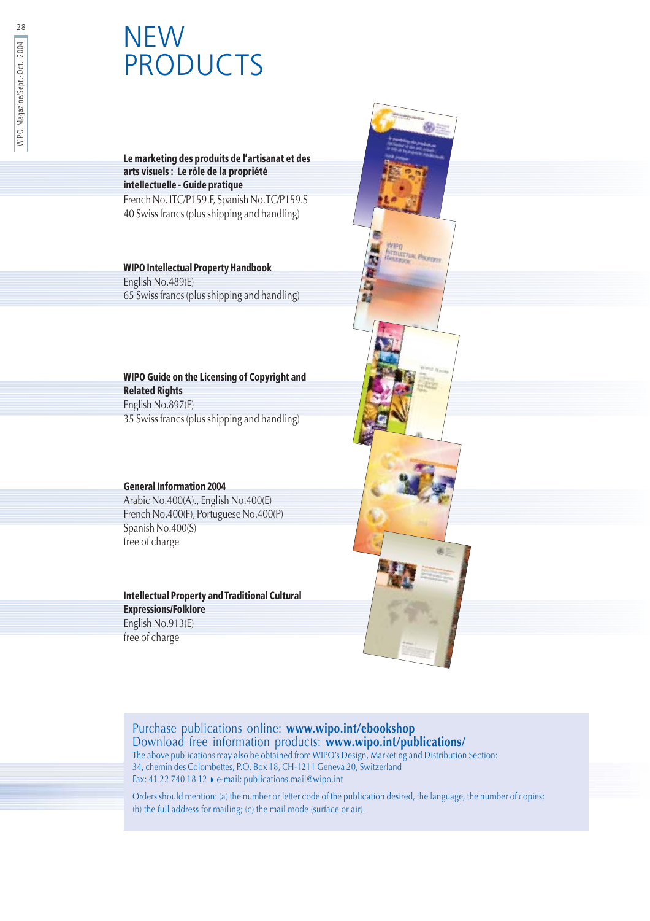# NEW PRODUCTS

**Le marketing des produits de l'artisanat et des arts visuels : Le rôle de la propriété intellectuelle - Guide pratique**
French No. ITC/P159.F, Spanish No.TC/P159.S
40 Swiss francs (plus shipping and handling)

**WIPO Intellectual Property Handbook**
English No.489(E)
65 Swiss francs (plus shipping and handling)

**WIPO Guide on the Licensing of Copyright and Related Rights**
English No.897(E)
35 Swiss francs (plus shipping and handling)

**General Information 2004**
Arabic No.400(A)., English No.400(E)
French No.400(F), Portuguese No.400(P)
Spanish No.400(S)
free of charge

**Intellectual Property and Traditional Cultural Expressions/Folklore**
English No.913(E)
free of charge

Purchase publications online: **www.wipo.int/ebookshop**
Download free information products: **www.wipo.int/publications/**
The above publications may also be obtained from WIPO's Design, Marketing and Distribution Section:
34, chemin des Colombettes, P.O. Box 18, CH-1211 Geneva 20, Switzerland
Fax: 41 22 740 18 12 ▸ e-mail: publications.mail@wipo.int

Orders should mention: (a) the number or letter code of the publication desired, the language, the number of copies; (b) the full address for mailing; (c) the mail mode (surface or air).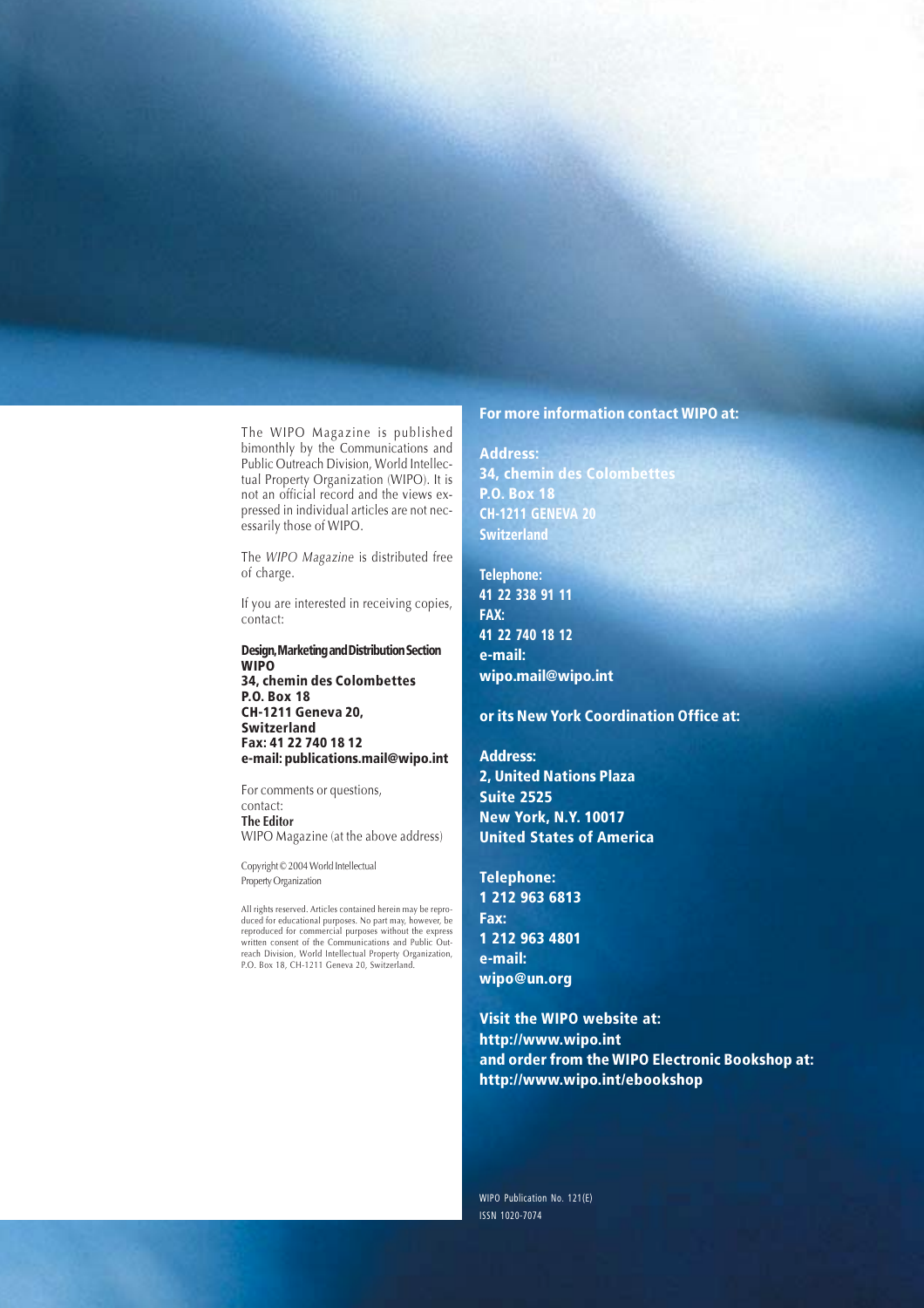The WIPO Magazine is published bimonthly by the Communications and Public Outreach Division, World Intellectual Property Organization (WIPO). It is not an official record and the views expressed in individual articles are not necessarily those of WIPO.

The *WIPO Magazine* is distributed free of charge.

If you are interested in receiving copies, contact:

**Design, Marketing and Distribution Section**
**WIPO**
**34, chemin des Colombettes**
**P.O. Box 18**
**CH-1211 Geneva 20,**
**Switzerland**
**Fax: 41 22 740 18 12**
**e-mail: publications.mail@wipo.int**

For comments or questions, contact:
**The Editor**
WIPO Magazine (at the above address)

Copyright © 2004 World Intellectual Property Organization

All rights reserved. Articles contained herein may be reproduced for educational purposes. No part may, however, be reproduced for commercial purposes without the express written consent of the Communications and Public Outreach Division, World Intellectual Property Organization, P.O. Box 18, CH-1211 Geneva 20, Switzerland.

**For more information contact WIPO at:**

**Address:**
**34, chemin des Colombettes**
**P.O. Box 18**
**CH-1211 GENEVA 20**
**Switzerland**

**Telephone:**
**41 22 338 91 11**
**FAX:**
**41 22 740 18 12**
**e-mail:**
**wipo.mail@wipo.int**

**or its New York Coordination Office at:**

**Address:**
**2, United Nations Plaza**
**Suite 2525**
**New York, N.Y. 10017**
**United States of America**

**Telephone:**
**1 212 963 6813**
**Fax:**
**1 212 963 4801**
**e-mail:**
**wipo@un.org**

**Visit the WIPO website at:**
**http://www.wipo.int**
**and order from the WIPO Electronic Bookshop at:**
**http://www.wipo.int/ebookshop**

WIPO Publication No. 121(E)
ISSN 1020-7074